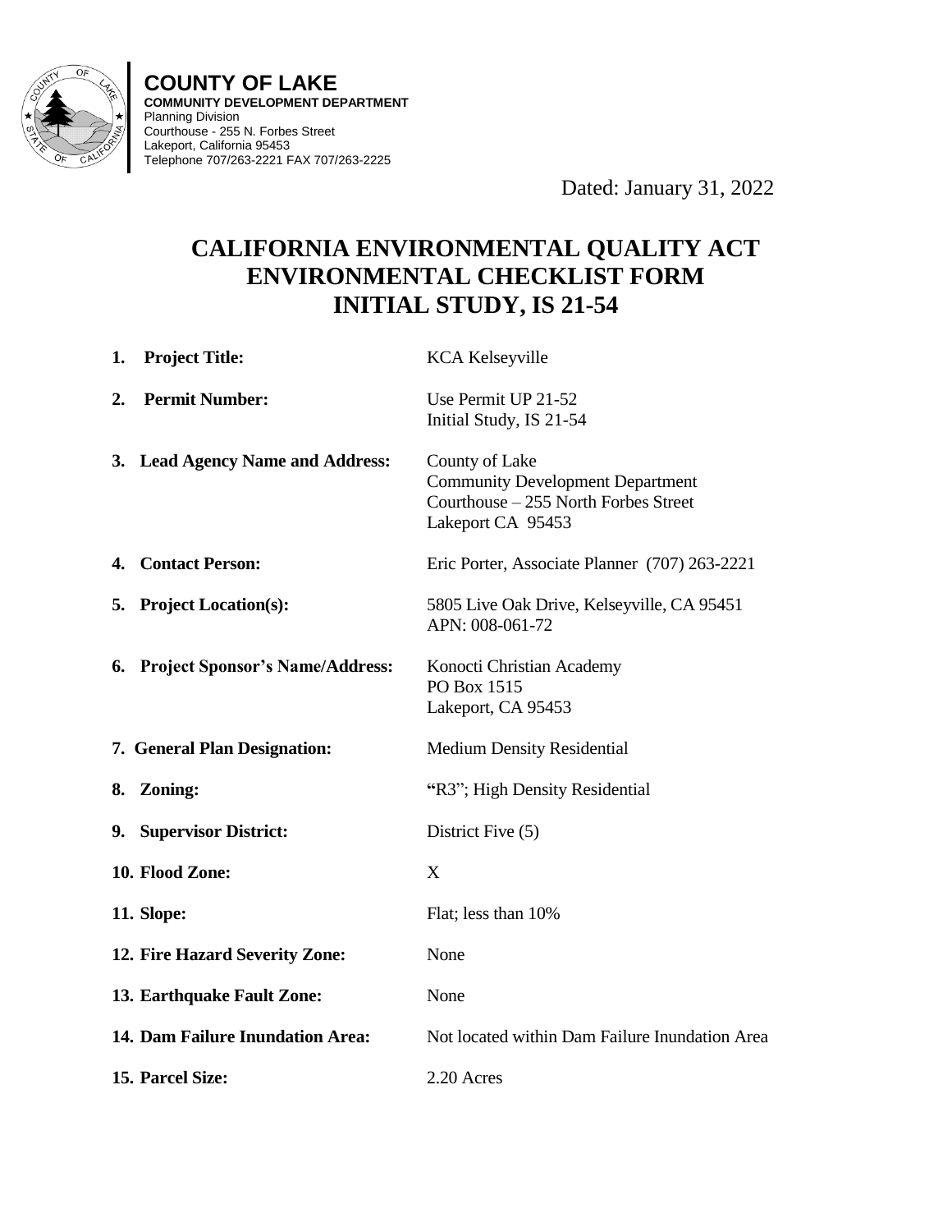**COUNTY OF LAKE**
**COMMUNITY DEVELOPMENT DEPARTMENT**
Planning Division
Courthouse - 255 N. Forbes Street
Lakeport, California 95453
Telephone 707/263-2221 FAX 707/263-2225

Dated: January 31, 2022

# CALIFORNIA ENVIRONMENTAL QUALITY ACT ENVIRONMENTAL CHECKLIST FORM INITIAL STUDY, IS 21-54

| | |
|---|---|
| **1. Project Title:** | KCA Kelseyville |
| **2. Permit Number:** | Use Permit UP 21-52<br>Initial Study, IS 21-54 |
| **3. Lead Agency Name and Address:** | County of Lake<br>Community Development Department<br>Courthouse – 255 North Forbes Street<br>Lakeport CA 95453 |
| **4. Contact Person:** | Eric Porter, Associate Planner (707) 263-2221 |
| **5. Project Location(s):** | 5805 Live Oak Drive, Kelseyville, CA 95451<br>APN: 008-061-72 |
| **6. Project Sponsor's Name/Address:** | Konocti Christian Academy<br>PO Box 1515<br>Lakeport, CA 95453 |
| **7. General Plan Designation:** | Medium Density Residential |
| **8. Zoning:** | "R3"; High Density Residential |
| **9. Supervisor District:** | District Five (5) |
| **10. Flood Zone:** | X |
| **11. Slope:** | Flat; less than 10% |
| **12. Fire Hazard Severity Zone:** | None |
| **13. Earthquake Fault Zone:** | None |
| **14. Dam Failure Inundation Area:** | Not located within Dam Failure Inundation Area |
| **15. Parcel Size:** | 2.20 Acres |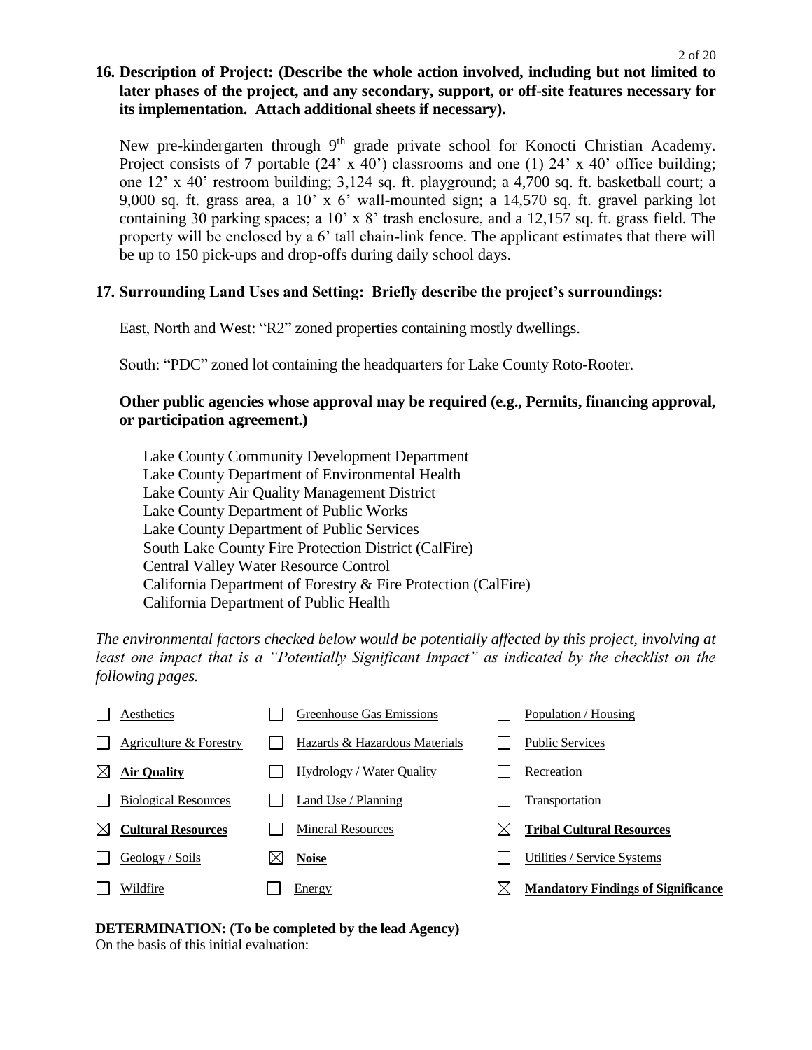**16. Description of Project: (Describe the whole action involved, including but not limited to later phases of the project, and any secondary, support, or off-site features necessary for its implementation. Attach additional sheets if necessary).**

New pre-kindergarten through 9th grade private school for Konocti Christian Academy. Project consists of 7 portable (24' x 40') classrooms and one (1) 24' x 40' office building; one 12' x 40' restroom building; 3,124 sq. ft. playground; a 4,700 sq. ft. basketball court; a 9,000 sq. ft. grass area, a 10' x 6' wall-mounted sign; a 14,570 sq. ft. gravel parking lot containing 30 parking spaces; a 10' x 8' trash enclosure, and a 12,157 sq. ft. grass field. The property will be enclosed by a 6' tall chain-link fence. The applicant estimates that there will be up to 150 pick-ups and drop-offs during daily school days.

**17. Surrounding Land Uses and Setting: Briefly describe the project's surroundings:**

East, North and West: "R2" zoned properties containing mostly dwellings.

South: "PDC" zoned lot containing the headquarters for Lake County Roto-Rooter.

**Other public agencies whose approval may be required (e.g., Permits, financing approval, or participation agreement.)**

Lake County Community Development Department
Lake County Department of Environmental Health
Lake County Air Quality Management District
Lake County Department of Public Works
Lake County Department of Public Services
South Lake County Fire Protection District (CalFire)
Central Valley Water Resource Control
California Department of Forestry & Fire Protection (CalFire)
California Department of Public Health

*The environmental factors checked below would be potentially affected by this project, involving at least one impact that is a "Potentially Significant Impact" as indicated by the checklist on the following pages.*

| | | |
|---|---|---|
| ☐ Aesthetics | ☐ Greenhouse Gas Emissions | ☐ Population / Housing |
| ☐ Agriculture & Forestry | ☐ Hazards & Hazardous Materials | ☐ Public Services |
| ☒ **Air Quality** | ☐ Hydrology / Water Quality | ☐ Recreation |
| ☐ Biological Resources | ☐ Land Use / Planning | ☐ Transportation |
| ☒ **Cultural Resources** | ☐ Mineral Resources | ☒ **Tribal Cultural Resources** |
| ☐ Geology / Soils | ☒ **Noise** | ☐ Utilities / Service Systems |
| ☐ Wildfire | ☐ Energy | ☒ **Mandatory Findings of Significance** |

**DETERMINATION: (To be completed by the lead Agency)**
On the basis of this initial evaluation: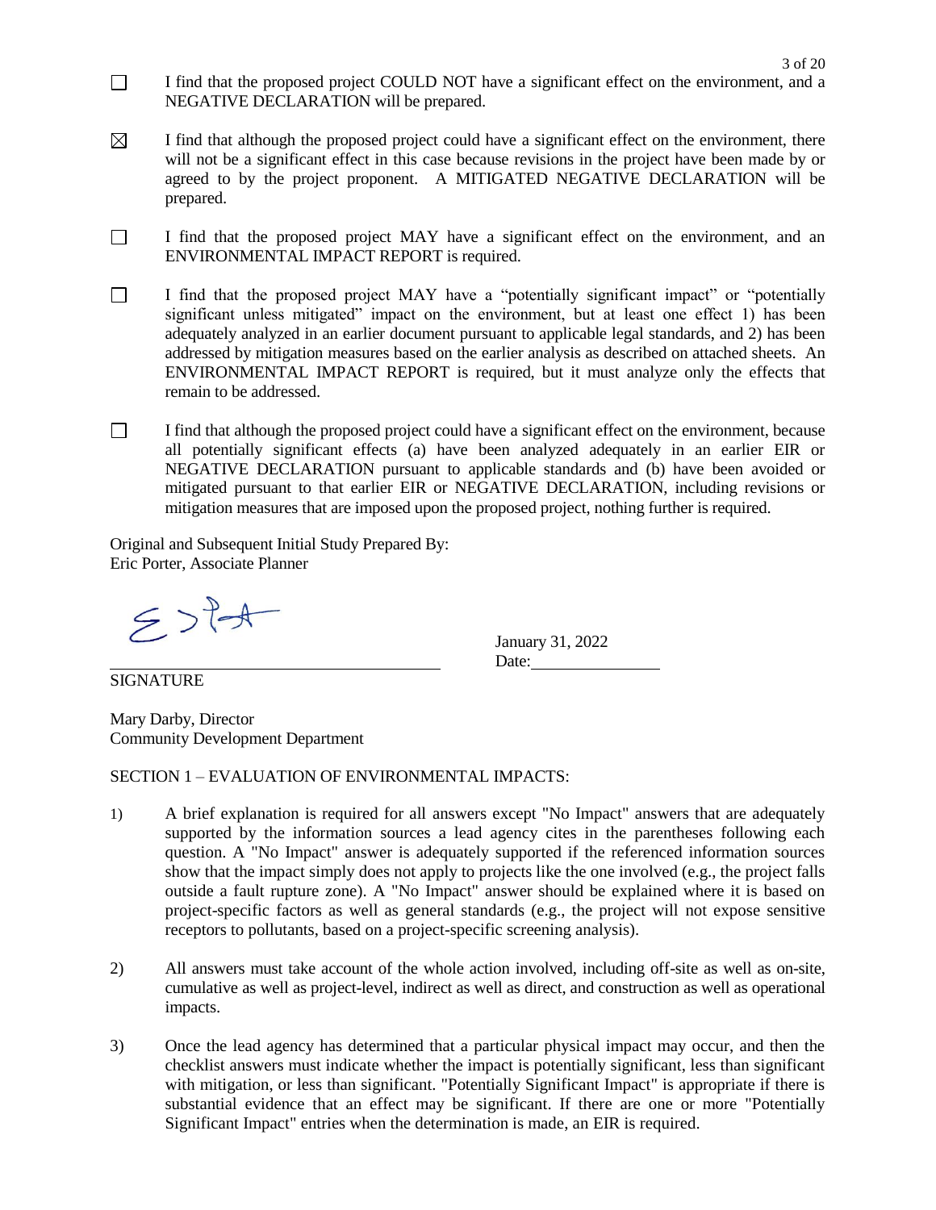☐ I find that the proposed project COULD NOT have a significant effect on the environment, and a NEGATIVE DECLARATION will be prepared.

☒ I find that although the proposed project could have a significant effect on the environment, there will not be a significant effect in this case because revisions in the project have been made by or agreed to by the project proponent. A MITIGATED NEGATIVE DECLARATION will be prepared.

☐ I find that the proposed project MAY have a significant effect on the environment, and an ENVIRONMENTAL IMPACT REPORT is required.

☐ I find that the proposed project MAY have a "potentially significant impact" or "potentially significant unless mitigated" impact on the environment, but at least one effect 1) has been adequately analyzed in an earlier document pursuant to applicable legal standards, and 2) has been addressed by mitigation measures based on the earlier analysis as described on attached sheets. An ENVIRONMENTAL IMPACT REPORT is required, but it must analyze only the effects that remain to be addressed.

☐ I find that although the proposed project could have a significant effect on the environment, because all potentially significant effects (a) have been analyzed adequately in an earlier EIR or NEGATIVE DECLARATION pursuant to applicable standards and (b) have been avoided or mitigated pursuant to that earlier EIR or NEGATIVE DECLARATION, including revisions or mitigation measures that are imposed upon the proposed project, nothing further is required.

Original and Subsequent Initial Study Prepared By:
Eric Porter, Associate Planner

______________________________ Date: January 31, 2022
SIGNATURE

Mary Darby, Director
Community Development Department

SECTION 1 – EVALUATION OF ENVIRONMENTAL IMPACTS:

1) A brief explanation is required for all answers except "No Impact" answers that are adequately supported by the information sources a lead agency cites in the parentheses following each question. A "No Impact" answer is adequately supported if the referenced information sources show that the impact simply does not apply to projects like the one involved (e.g., the project falls outside a fault rupture zone). A "No Impact" answer should be explained where it is based on project-specific factors as well as general standards (e.g., the project will not expose sensitive receptors to pollutants, based on a project-specific screening analysis).

2) All answers must take account of the whole action involved, including off-site as well as on-site, cumulative as well as project-level, indirect as well as direct, and construction as well as operational impacts.

3) Once the lead agency has determined that a particular physical impact may occur, and then the checklist answers must indicate whether the impact is potentially significant, less than significant with mitigation, or less than significant. "Potentially Significant Impact" is appropriate if there is substantial evidence that an effect may be significant. If there are one or more "Potentially Significant Impact" entries when the determination is made, an EIR is required.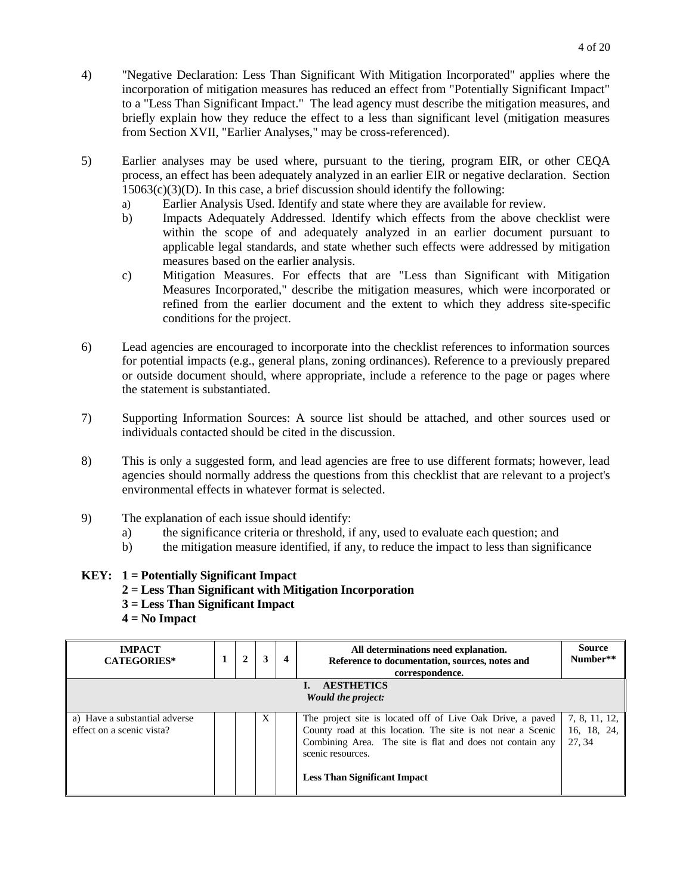4) "Negative Declaration: Less Than Significant With Mitigation Incorporated" applies where the incorporation of mitigation measures has reduced an effect from "Potentially Significant Impact" to a "Less Than Significant Impact." The lead agency must describe the mitigation measures, and briefly explain how they reduce the effect to a less than significant level (mitigation measures from Section XVII, "Earlier Analyses," may be cross-referenced).

5) Earlier analyses may be used where, pursuant to the tiering, program EIR, or other CEQA process, an effect has been adequately analyzed in an earlier EIR or negative declaration. Section 15063(c)(3)(D). In this case, a brief discussion should identify the following:
   a) Earlier Analysis Used. Identify and state where they are available for review.
   b) Impacts Adequately Addressed. Identify which effects from the above checklist were within the scope of and adequately analyzed in an earlier document pursuant to applicable legal standards, and state whether such effects were addressed by mitigation measures based on the earlier analysis.
   c) Mitigation Measures. For effects that are "Less than Significant with Mitigation Measures Incorporated," describe the mitigation measures, which were incorporated or refined from the earlier document and the extent to which they address site-specific conditions for the project.

6) Lead agencies are encouraged to incorporate into the checklist references to information sources for potential impacts (e.g., general plans, zoning ordinances). Reference to a previously prepared or outside document should, where appropriate, include a reference to the page or pages where the statement is substantiated.

7) Supporting Information Sources: A source list should be attached, and other sources used or individuals contacted should be cited in the discussion.

8) This is only a suggested form, and lead agencies are free to use different formats; however, lead agencies should normally address the questions from this checklist that are relevant to a project's environmental effects in whatever format is selected.

9) The explanation of each issue should identify:
   a) the significance criteria or threshold, if any, used to evaluate each question; and
   b) the mitigation measure identified, if any, to reduce the impact to less than significance

**KEY: 1 = Potentially Significant Impact**
**2 = Less Than Significant with Mitigation Incorporation**
**3 = Less Than Significant Impact**
**4 = No Impact**

| **IMPACT CATEGORIES*** | **1** | **2** | **3** | **4** | **All determinations need explanation. Reference to documentation, sources, notes and correspondence.** | **Source Number**** |
|---|---|---|---|---|---|---|
| | | | | | **I. AESTHETICS** *Would the project:* | |
| a) Have a substantial adverse effect on a scenic vista? | | | X | | The project site is located off of Live Oak Drive, a paved County road at this location. The site is not near a Scenic Combining Area. The site is flat and does not contain any scenic resources.<br><br>**Less Than Significant Impact** | 7, 8, 11, 12, 16, 18, 24, 27, 34 |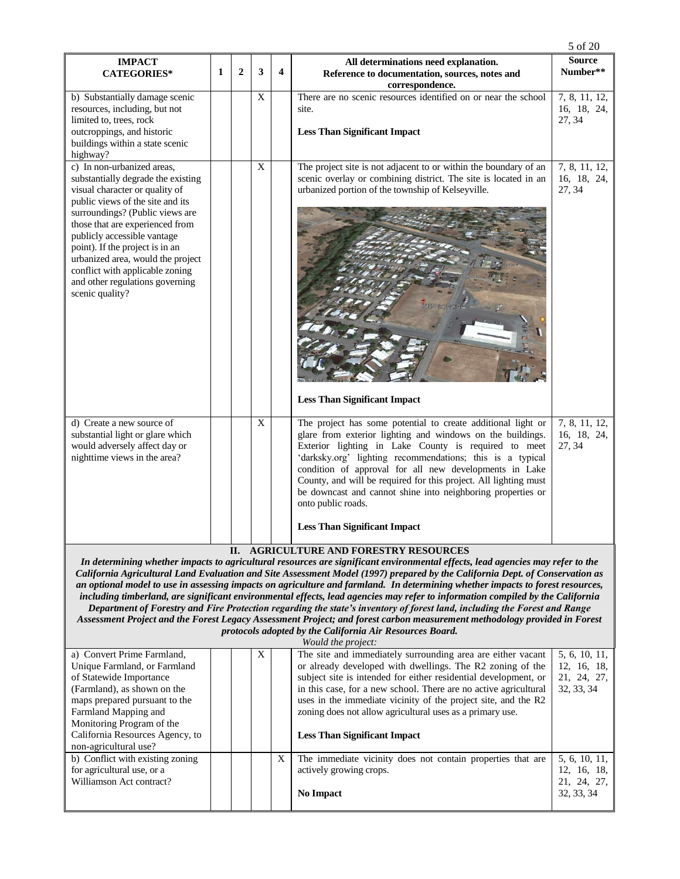| IMPACT CATEGORIES* | 1 | 2 | 3 | 4 | All determinations need explanation. Reference to documentation, sources, notes and correspondence. | Source Number** |
|---|---|---|---|---|---|---|
| b) Substantially damage scenic resources, including, but not limited to, trees, rock outcroppings, and historic buildings within a state scenic highway? | | | X | | There are no scenic resources identified on or near the school site. **Less Than Significant Impact** | 7, 8, 11, 12, 16, 18, 24, 27, 34 |
| c) In non-urbanized areas, substantially degrade the existing visual character or quality of public views of the site and its surroundings? (Public views are those that are experienced from publicly accessible vantage point). If the project is in an urbanized area, would the project conflict with applicable zoning and other regulations governing scenic quality? | | | X | | The project site is not adjacent to or within the boundary of an scenic overlay or combining district. The site is located in an urbanized portion of the township of Kelseyville. **Less Than Significant Impact** | 7, 8, 11, 12, 16, 18, 24, 27, 34 |
| d) Create a new source of substantial light or glare which would adversely affect day or nighttime views in the area? | | | X | | The project has some potential to create additional light or glare from exterior lighting and windows on the buildings. Exterior lighting in Lake County is required to meet 'darksky.org' lighting recommendations; this is a typical condition of approval for all new developments in Lake County, and will be required for this project. All lighting must be downcast and cannot shine into neighboring properties or onto public roads. **Less Than Significant Impact** | 7, 8, 11, 12, 16, 18, 24, 27, 34 |

**II. AGRICULTURE AND FORESTRY RESOURCES**

***In determining whether impacts to agricultural resources are significant environmental effects, lead agencies may refer to the California Agricultural Land Evaluation and Site Assessment Model (1997) prepared by the California Dept. of Conservation as an optional model to use in assessing impacts on agriculture and farmland. In determining whether impacts to forest resources, including timberland, are significant environmental effects, lead agencies may refer to information compiled by the California Department of Forestry and Fire Protection regarding the state's inventory of forest land, including the Forest and Range Assessment Project and the Forest Legacy Assessment Project; and forest carbon measurement methodology provided in Forest protocols adopted by the California Air Resources Board.***

*Would the project:*

| IMPACT CATEGORIES* | 1 | 2 | 3 | 4 | All determinations need explanation. Reference to documentation, sources, notes and correspondence. | Source Number** |
|---|---|---|---|---|---|---|
| a) Convert Prime Farmland, Unique Farmland, or Farmland of Statewide Importance (Farmland), as shown on the maps prepared pursuant to the Farmland Mapping and Monitoring Program of the California Resources Agency, to non-agricultural use? | | | X | | The site and immediately surrounding area are either vacant or already developed with dwellings. The R2 zoning of the subject site is intended for either residential development, or in this case, for a new school. There are no active agricultural uses in the immediate vicinity of the project site, and the R2 zoning does not allow agricultural uses as a primary use. **Less Than Significant Impact** | 5, 6, 10, 11, 12, 16, 18, 21, 24, 27, 32, 33, 34 |
| b) Conflict with existing zoning for agricultural use, or a Williamson Act contract? | | | | X | The immediate vicinity does not contain properties that are actively growing crops. **No Impact** | 5, 6, 10, 11, 12, 16, 18, 21, 24, 27, 32, 33, 34 |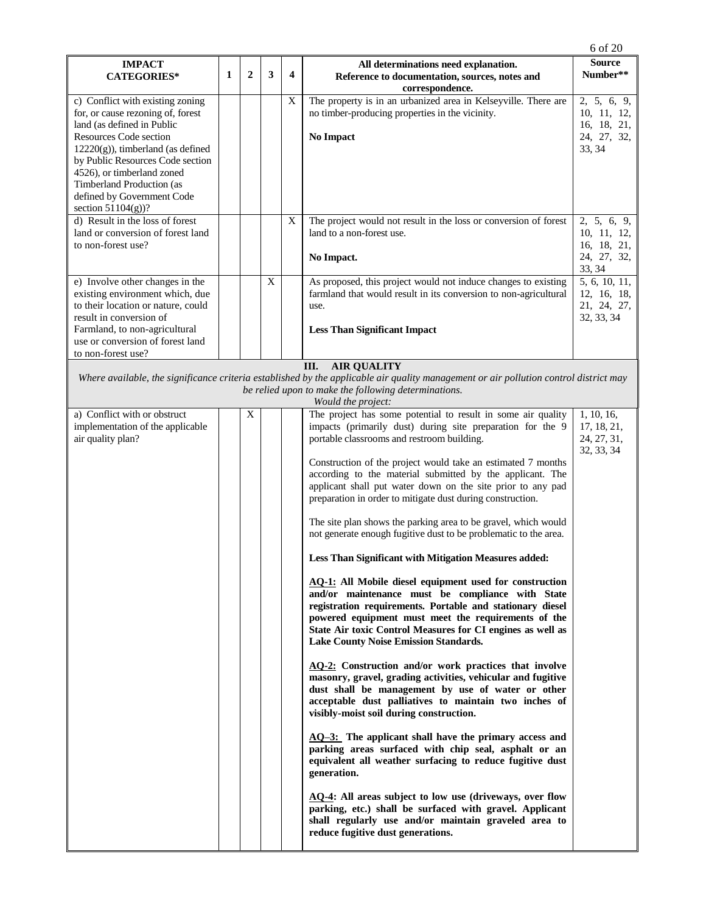| IMPACT CATEGORIES* | 1 | 2 | 3 | 4 | All determinations need explanation. Reference to documentation, sources, notes and correspondence. | Source Number** |
|---|---|---|---|---|---|---|
| c) Conflict with existing zoning for, or cause rezoning of, forest land (as defined in Public Resources Code section 12220(g)), timberland (as defined by Public Resources Code section 4526), or timberland zoned Timberland Production (as defined by Government Code section 51104(g))? | | | | X | The property is in an urbanized area in Kelseyville. There are no timber-producing properties in the vicinity.<br><br>**No Impact** | 2, 5, 6, 9, 10, 11, 12, 16, 18, 21, 24, 27, 32, 33, 34 |
| d) Result in the loss of forest land or conversion of forest land to non-forest use? | | | | X | The project would not result in the loss or conversion of forest land to a non-forest use.<br><br>**No Impact.** | 2, 5, 6, 9, 10, 11, 12, 16, 18, 21, 24, 27, 32, 33, 34 |
| e) Involve other changes in the existing environment which, due to their location or nature, could result in conversion of Farmland, to non-agricultural use or conversion of forest land to non-forest use? | | | X | | As proposed, this project would not induce changes to existing farmland that would result in its conversion to non-agricultural use.<br><br>**Less Than Significant Impact** | 5, 6, 10, 11, 12, 16, 18, 21, 24, 27, 32, 33, 34 |
| **III. AIR QUALITY**<br>*Where available, the significance criteria established by the applicable air quality management or air pollution control district may be relied upon to make the following determinations.*<br>*Would the project:* | | | | | | |
| a) Conflict with or obstruct implementation of the applicable air quality plan? | | X | | | The project has some potential to result in some air quality impacts (primarily dust) during site preparation for the 9 portable classrooms and restroom building.<br><br>Construction of the project would take an estimated 7 months according to the material submitted by the applicant. The applicant shall put water down on the site prior to any pad preparation in order to mitigate dust during construction.<br><br>The site plan shows the parking area to be gravel, which would not generate enough fugitive dust to be problematic to the area.<br><br>**Less Than Significant with Mitigation Measures added:**<br><br>**<u>AQ-1:</u> All Mobile diesel equipment used for construction and/or maintenance must be compliance with State registration requirements. Portable and stationary diesel powered equipment must meet the requirements of the State Air toxic Control Measures for CI engines as well as Lake County Noise Emission Standards.**<br><br>**<u>AQ-2:</u> Construction and/or work practices that involve masonry, gravel, grading activities, vehicular and fugitive dust shall be management by use of water or other acceptable dust palliatives to maintain two inches of visibly-moist soil during construction.**<br><br>**<u>AQ–3:</u> The applicant shall have the primary access and parking areas surfaced with chip seal, asphalt or an equivalent all weather surfacing to reduce fugitive dust generation.**<br><br>**<u>AQ-4</u>: All areas subject to low use (driveways, over flow parking, etc.) shall be surfaced with gravel. Applicant shall regularly use and/or maintain graveled area to reduce fugitive dust generations.** | 1, 10, 16, 17, 18, 21, 24, 27, 31, 32, 33, 34 |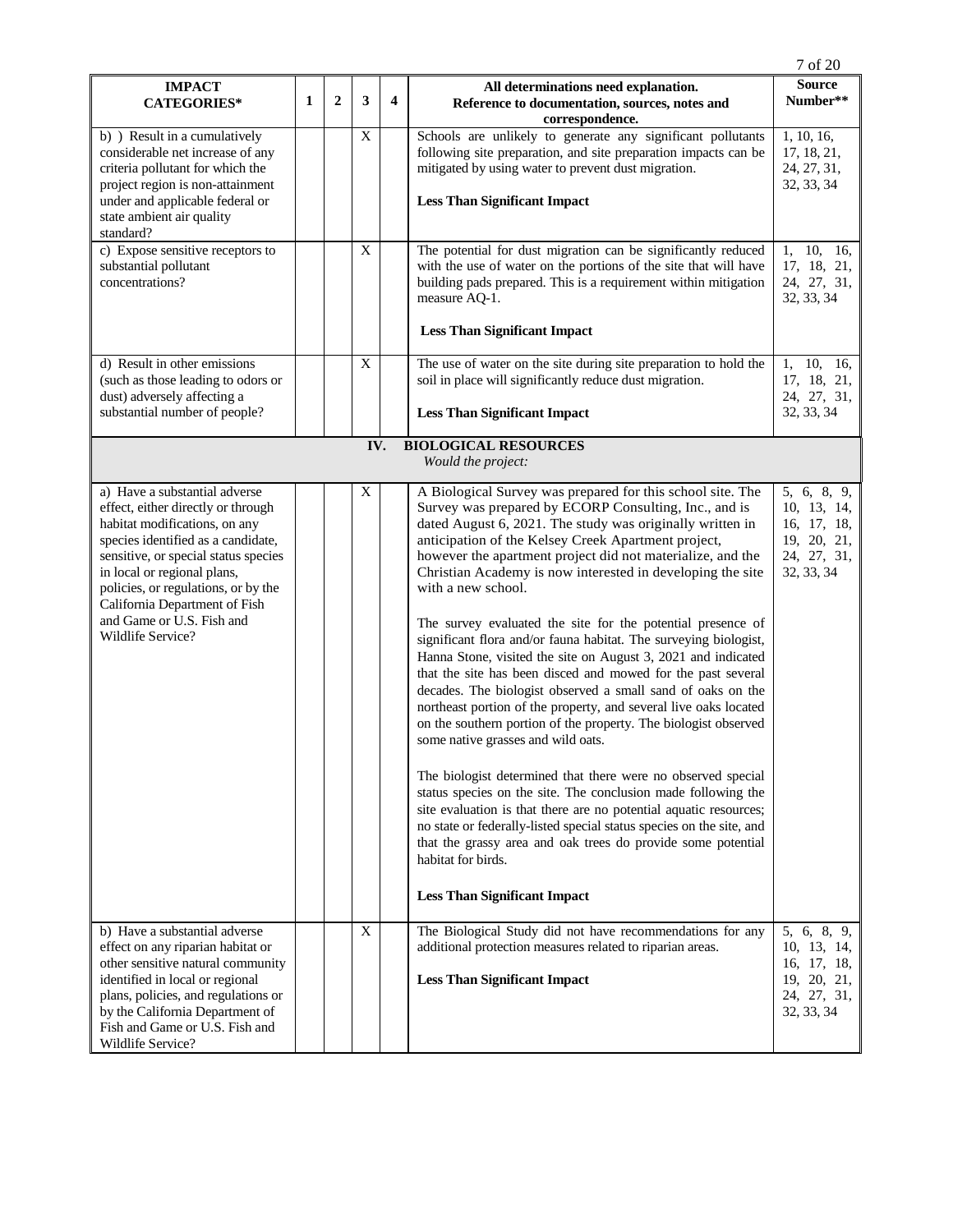| IMPACT CATEGORIES* | 1 | 2 | 3 | 4 | All determinations need explanation. Reference to documentation, sources, notes and correspondence. | Source Number** |
|---|---|---|---|---|---|---|
| b) ) Result in a cumulatively considerable net increase of any criteria pollutant for which the project region is non-attainment under and applicable federal or state ambient air quality standard? | | | X | | Schools are unlikely to generate any significant pollutants following site preparation, and site preparation impacts can be mitigated by using water to prevent dust migration.<br><br>**Less Than Significant Impact** | 1, 10, 16, 17, 18, 21, 24, 27, 31, 32, 33, 34 |
| c) Expose sensitive receptors to substantial pollutant concentrations? | | | X | | The potential for dust migration can be significantly reduced with the use of water on the portions of the site that will have building pads prepared. This is a requirement within mitigation measure AQ-1.<br><br>**Less Than Significant Impact** | 1, 10, 16, 17, 18, 21, 24, 27, 31, 32, 33, 34 |
| d) Result in other emissions (such as those leading to odors or dust) adversely affecting a substantial number of people? | | | X | | The use of water on the site during site preparation to hold the soil in place will significantly reduce dust migration.<br><br>**Less Than Significant Impact** | 1, 10, 16, 17, 18, 21, 24, 27, 31, 32, 33, 34 |
| | | | | | **IV. BIOLOGICAL RESOURCES**<br>*Would the project:* | |
| a) Have a substantial adverse effect, either directly or through habitat modifications, on any species identified as a candidate, sensitive, or special status species in local or regional plans, policies, or regulations, or by the California Department of Fish and Game or U.S. Fish and Wildlife Service? | | | X | | A Biological Survey was prepared for this school site. The Survey was prepared by ECORP Consulting, Inc., and is dated August 6, 2021. The study was originally written in anticipation of the Kelsey Creek Apartment project, however the apartment project did not materialize, and the Christian Academy is now interested in developing the site with a new school.<br><br>The survey evaluated the site for the potential presence of significant flora and/or fauna habitat. The surveying biologist, Hanna Stone, visited the site on August 3, 2021 and indicated that the site has been disced and mowed for the past several decades. The biologist observed a small sand of oaks on the northeast portion of the property, and several live oaks located on the southern portion of the property. The biologist observed some native grasses and wild oats.<br><br>The biologist determined that there were no observed special status species on the site. The conclusion made following the site evaluation is that there are no potential aquatic resources; no state or federally-listed special status species on the site, and that the grassy area and oak trees do provide some potential habitat for birds.<br><br>**Less Than Significant Impact** | 5, 6, 8, 9, 10, 13, 14, 16, 17, 18, 19, 20, 21, 24, 27, 31, 32, 33, 34 |
| b) Have a substantial adverse effect on any riparian habitat or other sensitive natural community identified in local or regional plans, policies, and regulations or by the California Department of Fish and Game or U.S. Fish and Wildlife Service? | | | X | | The Biological Study did not have recommendations for any additional protection measures related to riparian areas.<br><br>**Less Than Significant Impact** | 5, 6, 8, 9, 10, 13, 14, 16, 17, 18, 19, 20, 21, 24, 27, 31, 32, 33, 34 |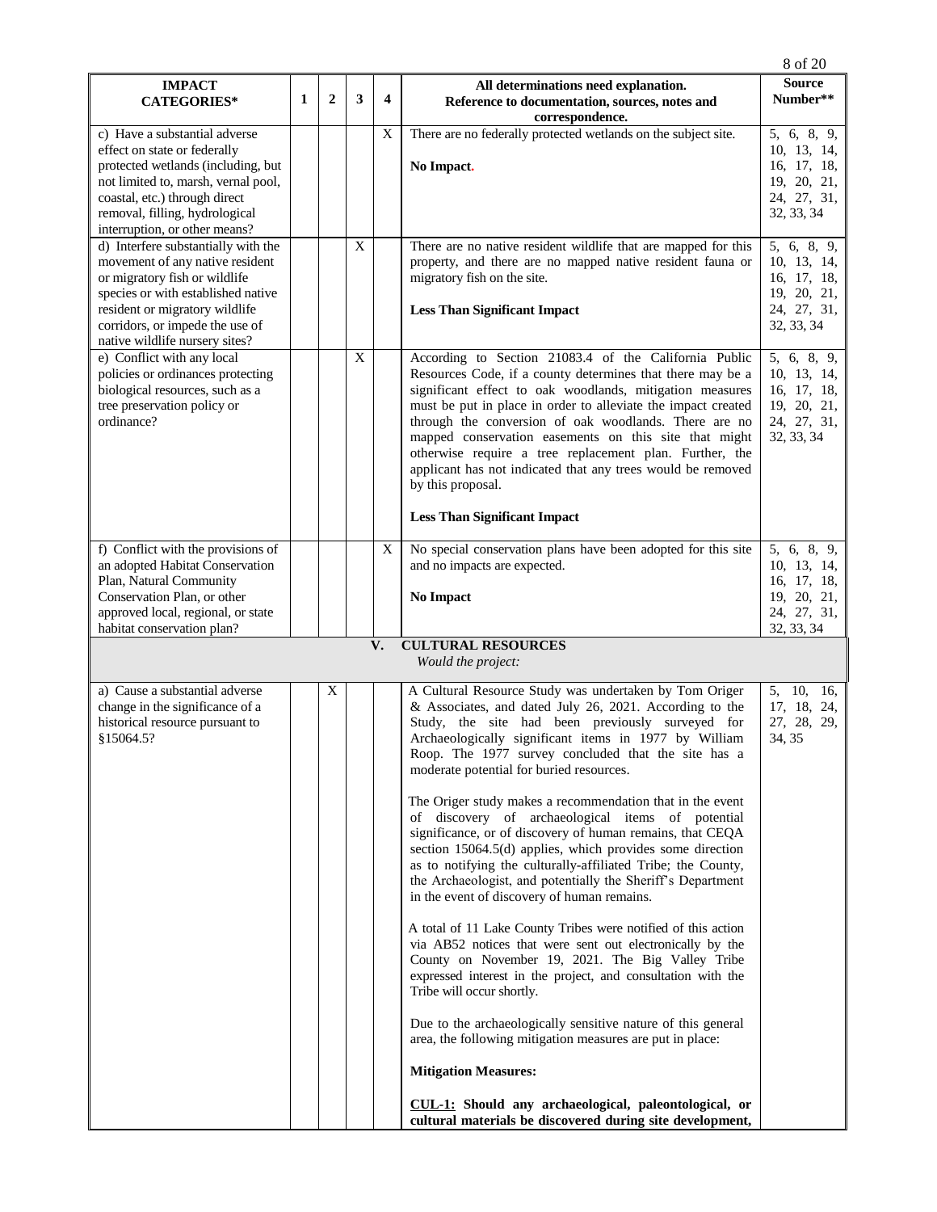| IMPACT CATEGORIES* | 1 | 2 | 3 | 4 | All determinations need explanation. Reference to documentation, sources, notes and correspondence. | Source Number** |
|---|---|---|---|---|---|---|
| c) Have a substantial adverse effect on state or federally protected wetlands (including, but not limited to, marsh, vernal pool, coastal, etc.) through direct removal, filling, hydrological interruption, or other means? | | | | X | There are no federally protected wetlands on the subject site.<br><br>**No Impact.** | 5, 6, 8, 9, 10, 13, 14, 16, 17, 18, 19, 20, 21, 24, 27, 31, 32, 33, 34 |
| d) Interfere substantially with the movement of any native resident or migratory fish or wildlife species or with established native resident or migratory wildlife corridors, or impede the use of native wildlife nursery sites? | | | X | | There are no native resident wildlife that are mapped for this property, and there are no mapped native resident fauna or migratory fish on the site.<br><br>**Less Than Significant Impact** | 5, 6, 8, 9, 10, 13, 14, 16, 17, 18, 19, 20, 21, 24, 27, 31, 32, 33, 34 |
| e) Conflict with any local policies or ordinances protecting biological resources, such as a tree preservation policy or ordinance? | | | X | | According to Section 21083.4 of the California Public Resources Code, if a county determines that there may be a significant effect to oak woodlands, mitigation measures must be put in place in order to alleviate the impact created through the conversion of oak woodlands. There are no mapped conservation easements on this site that might otherwise require a tree replacement plan. Further, the applicant has not indicated that any trees would be removed by this proposal.<br><br>**Less Than Significant Impact** | 5, 6, 8, 9, 10, 13, 14, 16, 17, 18, 19, 20, 21, 24, 27, 31, 32, 33, 34 |
| f) Conflict with the provisions of an adopted Habitat Conservation Plan, Natural Community Conservation Plan, or other approved local, regional, or state habitat conservation plan? | | | | X | No special conservation plans have been adopted for this site and no impacts are expected.<br><br>**No Impact** | 5, 6, 8, 9, 10, 13, 14, 16, 17, 18, 19, 20, 21, 24, 27, 31, 32, 33, 34 |
| **V. CULTURAL RESOURCES** *Would the project:* | | | | | | |
| a) Cause a substantial adverse change in the significance of a historical resource pursuant to §15064.5? | | X | | | A Cultural Resource Study was undertaken by Tom Origer & Associates, and dated July 26, 2021. According to the Study, the site had been previously surveyed for Archaeologically significant items in 1977 by William Roop. The 1977 survey concluded that the site has a moderate potential for buried resources.<br><br>The Origer study makes a recommendation that in the event of discovery of archaeological items of potential significance, or of discovery of human remains, that CEQA section 15064.5(d) applies, which provides some direction as to notifying the culturally-affiliated Tribe; the County, the Archaeologist, and potentially the Sheriff's Department in the event of discovery of human remains.<br><br>A total of 11 Lake County Tribes were notified of this action via AB52 notices that were sent out electronically by the County on November 19, 2021. The Big Valley Tribe expressed interest in the project, and consultation with the Tribe will occur shortly.<br><br>Due to the archaeologically sensitive nature of this general area, the following mitigation measures are put in place:<br><br>**Mitigation Measures:**<br><br>**<u>CUL-1:</u> Should any archaeological, paleontological, or cultural materials be discovered during site development,** | 5, 10, 16, 17, 18, 24, 27, 28, 29, 34, 35 |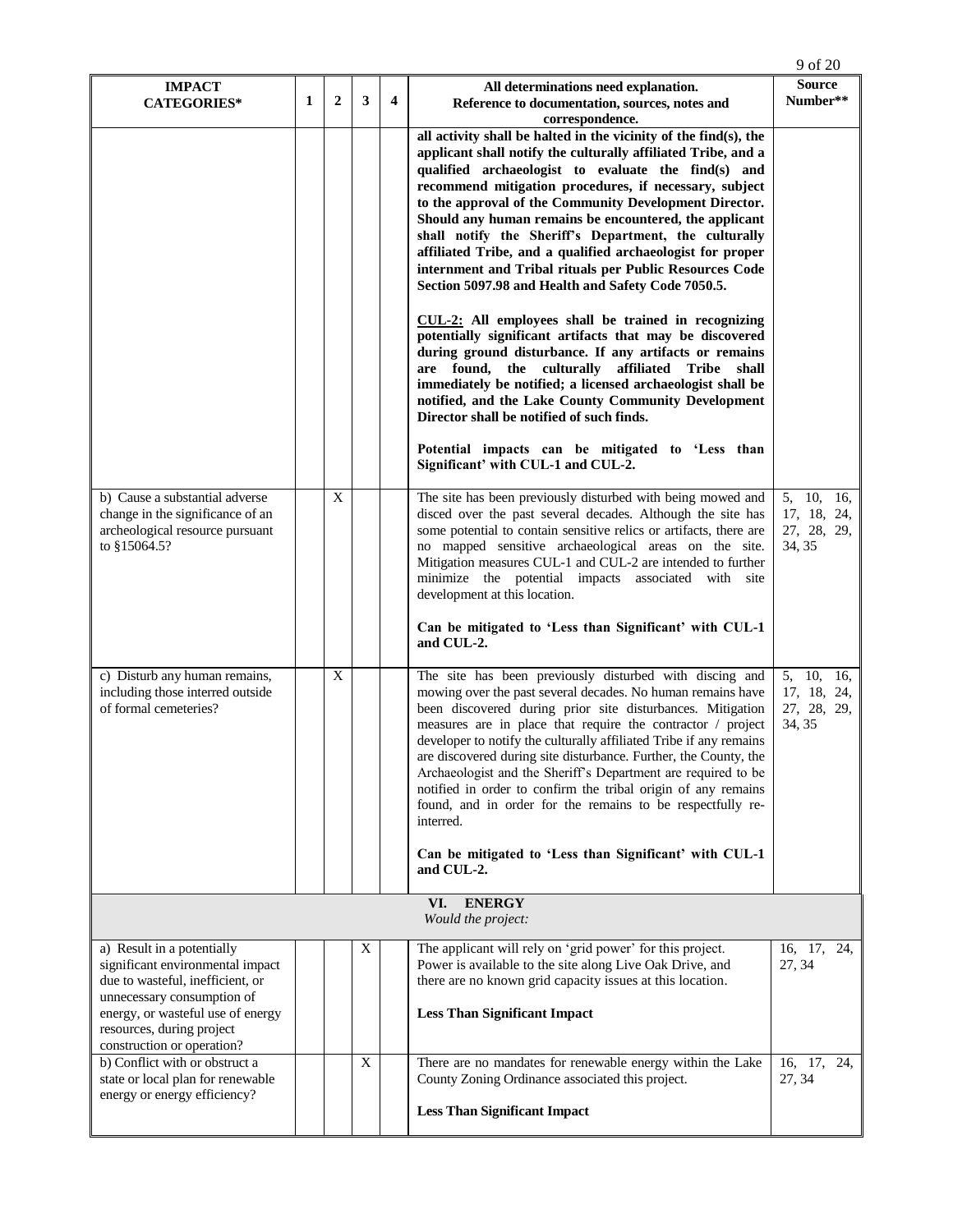| IMPACT CATEGORIES* | 1 | 2 | 3 | 4 | All determinations need explanation. Reference to documentation, sources, notes and correspondence. | Source Number** |
|---|---|---|---|---|---|---|
| | | | | | **all activity shall be halted in the vicinity of the find(s), the applicant shall notify the culturally affiliated Tribe, and a qualified archaeologist to evaluate the find(s) and recommend mitigation procedures, if necessary, subject to the approval of the Community Development Director. Should any human remains be encountered, the applicant shall notify the Sheriff's Department, the culturally affiliated Tribe, and a qualified archaeologist for proper internment and Tribal rituals per Public Resources Code Section 5097.98 and Health and Safety Code 7050.5.**<br><br>**<u>CUL-2:</u> All employees shall be trained in recognizing potentially significant artifacts that may be discovered during ground disturbance. If any artifacts or remains are found, the culturally affiliated Tribe shall immediately be notified; a licensed archaeologist shall be notified, and the Lake County Community Development Director shall be notified of such finds.**<br><br>**Potential impacts can be mitigated to 'Less than Significant' with CUL-1 and CUL-2.** | |
| b) Cause a substantial adverse change in the significance of an archeological resource pursuant to §15064.5? | | X | | | The site has been previously disturbed with being mowed and disced over the past several decades. Although the site has some potential to contain sensitive relics or artifacts, there are no mapped sensitive archaeological areas on the site. Mitigation measures CUL-1 and CUL-2 are intended to further minimize the potential impacts associated with site development at this location.<br><br>**Can be mitigated to 'Less than Significant' with CUL-1 and CUL-2.** | 5, 10, 16, 17, 18, 24, 27, 28, 29, 34, 35 |
| c) Disturb any human remains, including those interred outside of formal cemeteries? | | X | | | The site has been previously disturbed with discing and mowing over the past several decades. No human remains have been discovered during prior site disturbances. Mitigation measures are in place that require the contractor / project developer to notify the culturally affiliated Tribe if any remains are discovered during site disturbance. Further, the County, the Archaeologist and the Sheriff's Department are required to be notified in order to confirm the tribal origin of any remains found, and in order for the remains to be respectfully re-interred.<br><br>**Can be mitigated to 'Less than Significant' with CUL-1 and CUL-2.** | 5, 10, 16, 17, 18, 24, 27, 28, 29, 34, 35 |
| | | | | | **VI. ENERGY**<br>*Would the project:* | |
| a) Result in a potentially significant environmental impact due to wasteful, inefficient, or unnecessary consumption of energy, or wasteful use of energy resources, during project construction or operation? | | | X | | The applicant will rely on 'grid power' for this project. Power is available to the site along Live Oak Drive, and there are no known grid capacity issues at this location.<br><br>**Less Than Significant Impact** | 16, 17, 24, 27, 34 |
| b) Conflict with or obstruct a state or local plan for renewable energy or energy efficiency? | | | X | | There are no mandates for renewable energy within the Lake County Zoning Ordinance associated this project.<br><br>**Less Than Significant Impact** | 16, 17, 24, 27, 34 |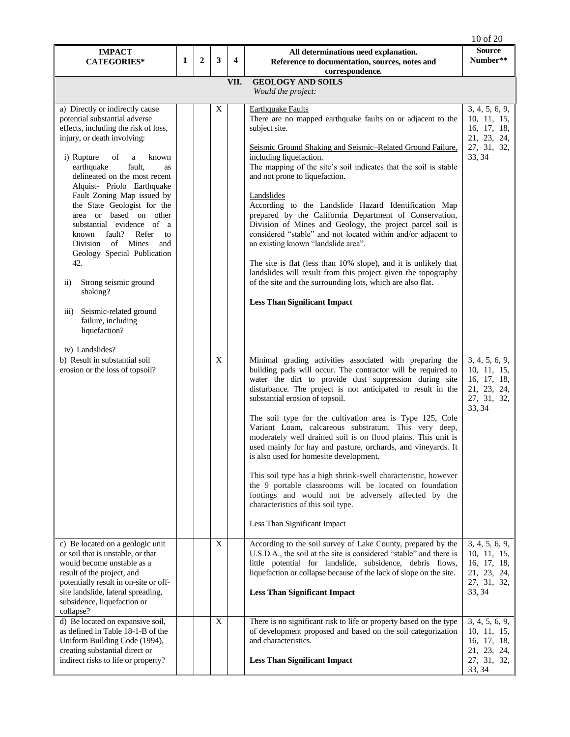| IMPACT CATEGORIES* | 1 | 2 | 3 | 4 | All determinations need explanation. Reference to documentation, sources, notes and correspondence. | Source Number** |
|---|---|---|---|---|---|---|
| **VII. GEOLOGY AND SOILS** *Would the project:* | | | | | | |
| a) Directly or indirectly cause potential substantial adverse effects, including the risk of loss, injury, or death involving:<br><br>i) Rupture of a known earthquake fault, as delineated on the most recent Alquist- Priolo Earthquake Fault Zoning Map issued by the State Geologist for the area or based on other substantial evidence of a known fault? Refer to Division of Mines and Geology Special Publication 42.<br><br>ii) Strong seismic ground shaking?<br><br>iii) Seismic-related ground failure, including liquefaction?<br><br>iv) Landslides? | | | X | | Earthquake Faults<br>There are no mapped earthquake faults on or adjacent to the subject site.<br><br>Seismic Ground Shaking and Seismic–Related Ground Failure, including liquefaction.<br>The mapping of the site's soil indicates that the soil is stable and not prone to liquefaction.<br><br>Landslides<br>According to the Landslide Hazard Identification Map prepared by the California Department of Conservation, Division of Mines and Geology, the project parcel soil is considered "stable" and not located within and/or adjacent to an existing known "landslide area".<br><br>The site is flat (less than 10% slope), and it is unlikely that landslides will result from this project given the topography of the site and the surrounding lots, which are also flat.<br><br>**Less Than Significant Impact** | 3, 4, 5, 6, 9, 10, 11, 15, 16, 17, 18, 21, 23, 24, 27, 31, 32, 33, 34 |
| b) Result in substantial soil erosion or the loss of topsoil? | | | X | | Minimal grading activities associated with preparing the building pads will occur. The contractor will be required to water the dirt to provide dust suppression during site disturbance. The project is not anticipated to result in the substantial erosion of topsoil.<br><br>The soil type for the cultivation area is Type 125, Cole Variant Loam, calcareous substratum. This very deep, moderately well drained soil is on flood plains. This unit is used mainly for hay and pasture, orchards, and vineyards. It is also used for homesite development.<br><br>This soil type has a high shrink-swell characteristic, however the 9 portable classrooms will be located on foundation footings and would not be adversely affected by the characteristics of this soil type.<br><br>Less Than Significant Impact | 3, 4, 5, 6, 9, 10, 11, 15, 16, 17, 18, 21, 23, 24, 27, 31, 32, 33, 34 |
| c) Be located on a geologic unit or soil that is unstable, or that would become unstable as a result of the project, and potentially result in on-site or off-site landslide, lateral spreading, subsidence, liquefaction or collapse? | | | X | | According to the soil survey of Lake County, prepared by the U.S.D.A., the soil at the site is considered "stable" and there is little potential for landslide, subsidence, debris flows, liquefaction or collapse because of the lack of slope on the site.<br><br>**Less Than Significant Impact** | 3, 4, 5, 6, 9, 10, 11, 15, 16, 17, 18, 21, 23, 24, 27, 31, 32, 33, 34 |
| d) Be located on expansive soil, as defined in Table 18-1-B of the Uniform Building Code (1994), creating substantial direct or indirect risks to life or property? | | | X | | There is no significant risk to life or property based on the type of development proposed and based on the soil categorization and characteristics.<br><br>**Less Than Significant Impact** | 3, 4, 5, 6, 9, 10, 11, 15, 16, 17, 18, 21, 23, 24, 27, 31, 32, 33, 34 |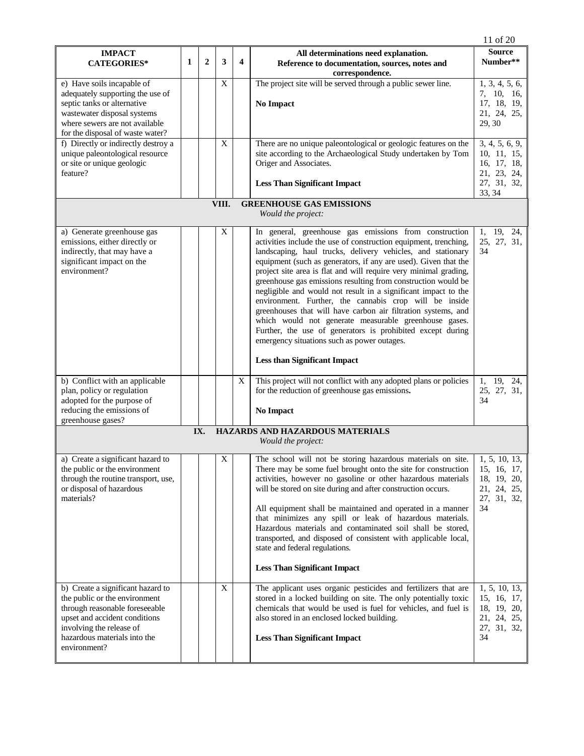| IMPACT CATEGORIES* | 1 | 2 | 3 | 4 | All determinations need explanation. Reference to documentation, sources, notes and correspondence. | Source Number** |
|---|---|---|---|---|---|---|
| e) Have soils incapable of adequately supporting the use of septic tanks or alternative wastewater disposal systems where sewers are not available for the disposal of waste water? | | | X | | The project site will be served through a public sewer line.<br><br>**No Impact** | 1, 3, 4, 5, 6, 7, 10, 16, 17, 18, 19, 21, 24, 25, 29, 30 |
| f) Directly or indirectly destroy a unique paleontological resource or site or unique geologic feature? | | | X | | There are no unique paleontological or geologic features on the site according to the Archaeological Study undertaken by Tom Origer and Associates.<br><br>**Less Than Significant Impact** | 3, 4, 5, 6, 9, 10, 11, 15, 16, 17, 18, 21, 23, 24, 27, 31, 32, 33, 34 |
| **VIII. GREENHOUSE GAS EMISSIONS** *Would the project:* | | | | | | |
| a) Generate greenhouse gas emissions, either directly or indirectly, that may have a significant impact on the environment? | | | X | | In general, greenhouse gas emissions from construction activities include the use of construction equipment, trenching, landscaping, haul trucks, delivery vehicles, and stationary equipment (such as generators, if any are used). Given that the project site area is flat and will require very minimal grading, greenhouse gas emissions resulting from construction would be negligible and would not result in a significant impact to the environment. Further, the cannabis crop will be inside greenhouses that will have carbon air filtration systems, and which would not generate measurable greenhouse gases. Further, the use of generators is prohibited except during emergency situations such as power outages.<br><br>**Less than Significant Impact** | 1, 19, 24, 25, 27, 31, 34 |
| b) Conflict with an applicable plan, policy or regulation adopted for the purpose of reducing the emissions of greenhouse gases? | | | | X | This project will not conflict with any adopted plans or policies for the reduction of greenhouse gas emissions.<br><br>**No Impact** | 1, 19, 24, 25, 27, 31, 34 |
| **IX. HAZARDS AND HAZARDOUS MATERIALS** *Would the project:* | | | | | | |
| a) Create a significant hazard to the public or the environment through the routine transport, use, or disposal of hazardous materials? | | | X | | The school will not be storing hazardous materials on site. There may be some fuel brought onto the site for construction activities, however no gasoline or other hazardous materials will be stored on site during and after construction occurs.<br><br>All equipment shall be maintained and operated in a manner that minimizes any spill or leak of hazardous materials. Hazardous materials and contaminated soil shall be stored, transported, and disposed of consistent with applicable local, state and federal regulations.<br><br>**Less Than Significant Impact** | 1, 5, 10, 13, 15, 16, 17, 18, 19, 20, 21, 24, 25, 27, 31, 32, 34 |
| b) Create a significant hazard to the public or the environment through reasonable foreseeable upset and accident conditions involving the release of hazardous materials into the environment? | | | X | | The applicant uses organic pesticides and fertilizers that are stored in a locked building on site. The only potentially toxic chemicals that would be used is fuel for vehicles, and fuel is also stored in an enclosed locked building.<br><br>**Less Than Significant Impact** | 1, 5, 10, 13, 15, 16, 17, 18, 19, 20, 21, 24, 25, 27, 31, 32, 34 |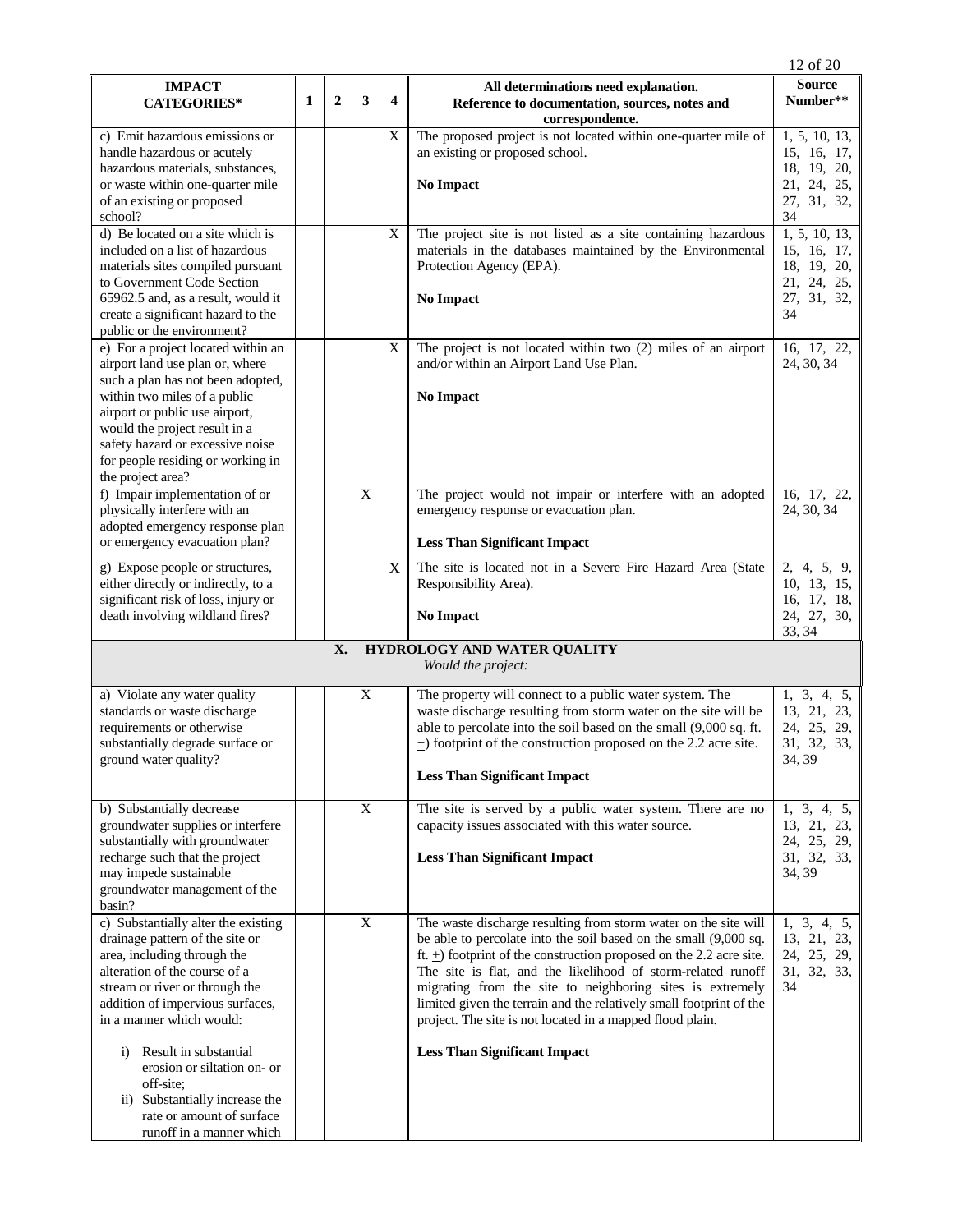| IMPACT CATEGORIES* | 1 | 2 | 3 | 4 | All determinations need explanation. Reference to documentation, sources, notes and correspondence. | Source Number** |
|---|---|---|---|---|---|---|
| c) Emit hazardous emissions or handle hazardous or acutely hazardous materials, substances, or waste within one-quarter mile of an existing or proposed school? | | | | X | The proposed project is not located within one-quarter mile of an existing or proposed school.<br><br>**No Impact** | 1, 5, 10, 13, 15, 16, 17, 18, 19, 20, 21, 24, 25, 27, 31, 32, 34 |
| d) Be located on a site which is included on a list of hazardous materials sites compiled pursuant to Government Code Section 65962.5 and, as a result, would it create a significant hazard to the public or the environment? | | | | X | The project site is not listed as a site containing hazardous materials in the databases maintained by the Environmental Protection Agency (EPA).<br><br>**No Impact** | 1, 5, 10, 13, 15, 16, 17, 18, 19, 20, 21, 24, 25, 27, 31, 32, 34 |
| e) For a project located within an airport land use plan or, where such a plan has not been adopted, within two miles of a public airport or public use airport, would the project result in a safety hazard or excessive noise for people residing or working in the project area? | | | | X | The project is not located within two (2) miles of an airport and/or within an Airport Land Use Plan.<br><br>**No Impact** | 16, 17, 22, 24, 30, 34 |
| f) Impair implementation of or physically interfere with an adopted emergency response plan or emergency evacuation plan? | | | X | | The project would not impair or interfere with an adopted emergency response or evacuation plan.<br><br>**Less Than Significant Impact** | 16, 17, 22, 24, 30, 34 |
| g) Expose people or structures, either directly or indirectly, to a significant risk of loss, injury or death involving wildland fires? | | | | X | The site is located not in a Severe Fire Hazard Area (State Responsibility Area).<br><br>**No Impact** | 2, 4, 5, 9, 10, 13, 15, 16, 17, 18, 24, 27, 30, 33, 34 |
| **X. HYDROLOGY AND WATER QUALITY** *Would the project:* | | | | | | |
| a) Violate any water quality standards or waste discharge requirements or otherwise substantially degrade surface or ground water quality? | | | X | | The property will connect to a public water system. The waste discharge resulting from storm water on the site will be able to percolate into the soil based on the small (9,000 sq. ft. ±) footprint of the construction proposed on the 2.2 acre site.<br><br>**Less Than Significant Impact** | 1, 3, 4, 5, 13, 21, 23, 24, 25, 29, 31, 32, 33, 34, 39 |
| b) Substantially decrease groundwater supplies or interfere substantially with groundwater recharge such that the project may impede sustainable groundwater management of the basin? | | | X | | The site is served by a public water system. There are no capacity issues associated with this water source.<br><br>**Less Than Significant Impact** | 1, 3, 4, 5, 13, 21, 23, 24, 25, 29, 31, 32, 33, 34, 39 |
| c) Substantially alter the existing drainage pattern of the site or area, including through the alteration of the course of a stream or river or through the addition of impervious surfaces, in a manner which would:<br><br>i) Result in substantial erosion or siltation on- or off-site;<br>ii) Substantially increase the rate or amount of surface runoff in a manner which | | | X | | The waste discharge resulting from storm water on the site will be able to percolate into the soil based on the small (9,000 sq. ft. ±) footprint of the construction proposed on the 2.2 acre site. The site is flat, and the likelihood of storm-related runoff migrating from the site to neighboring sites is extremely limited given the terrain and the relatively small footprint of the project. The site is not located in a mapped flood plain.<br><br>**Less Than Significant Impact** | 1, 3, 4, 5, 13, 21, 23, 24, 25, 29, 31, 32, 33, 34 |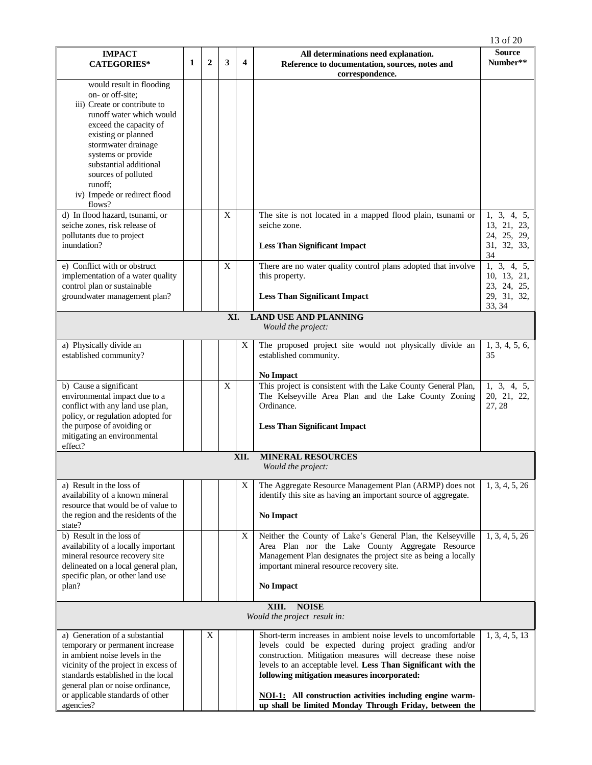| IMPACT CATEGORIES* | 1 | 2 | 3 | 4 | All determinations need explanation. Reference to documentation, sources, notes and correspondence. | Source Number** |
|---|---|---|---|---|---|---|
| would result in flooding on- or off-site;<br>iii) Create or contribute to runoff water which would exceed the capacity of existing or planned stormwater drainage systems or provide substantial additional sources of polluted runoff;<br>iv) Impede or redirect flood flows? | | | | | | |
| d) In flood hazard, tsunami, or seiche zones, risk release of pollutants due to project inundation? | | | X | | The site is not located in a mapped flood plain, tsunami or seiche zone.<br><br>**Less Than Significant Impact** | 1, 3, 4, 5, 13, 21, 23, 24, 25, 29, 31, 32, 33, 34 |
| e) Conflict with or obstruct implementation of a water quality control plan or sustainable groundwater management plan? | | | X | | There are no water quality control plans adopted that involve this property.<br><br>**Less Than Significant Impact** | 1, 3, 4, 5, 10, 13, 21, 23, 24, 25, 29, 31, 32, 33, 34 |
| | | | | | **XI. LAND USE AND PLANNING**<br>*Would the project:* | |
| a) Physically divide an established community? | | | | X | The proposed project site would not physically divide an established community.<br><br>**No Impact** | 1, 3, 4, 5, 6, 35 |
| b) Cause a significant environmental impact due to a conflict with any land use plan, policy, or regulation adopted for the purpose of avoiding or mitigating an environmental effect? | | | X | | This project is consistent with the Lake County General Plan, The Kelseyville Area Plan and the Lake County Zoning Ordinance.<br><br>**Less Than Significant Impact** | 1, 3, 4, 5, 20, 21, 22, 27, 28 |
| | | | | | **XII. MINERAL RESOURCES**<br>*Would the project:* | |
| a) Result in the loss of availability of a known mineral resource that would be of value to the region and the residents of the state? | | | | X | The Aggregate Resource Management Plan (ARMP) does not identify this site as having an important source of aggregate.<br><br>**No Impact** | 1, 3, 4, 5, 26 |
| b) Result in the loss of availability of a locally important mineral resource recovery site delineated on a local general plan, specific plan, or other land use plan? | | | | X | Neither the County of Lake's General Plan, the Kelseyville Area Plan nor the Lake County Aggregate Resource Management Plan designates the project site as being a locally important mineral resource recovery site.<br><br>**No Impact** | 1, 3, 4, 5, 26 |
| | | | | | **XIII. NOISE**<br>*Would the project result in:* | |
| a) Generation of a substantial temporary or permanent increase in ambient noise levels in the vicinity of the project in excess of standards established in the local general plan or noise ordinance, or applicable standards of other agencies? | | X | | | Short-term increases in ambient noise levels to uncomfortable levels could be expected during project grading and/or construction. Mitigation measures will decrease these noise levels to an acceptable level. **Less Than Significant with the following mitigation measures incorporated:**<br><br>**NOI-1: All construction activities including engine warm-up shall be limited Monday Through Friday, between the** | 1, 3, 4, 5, 13 |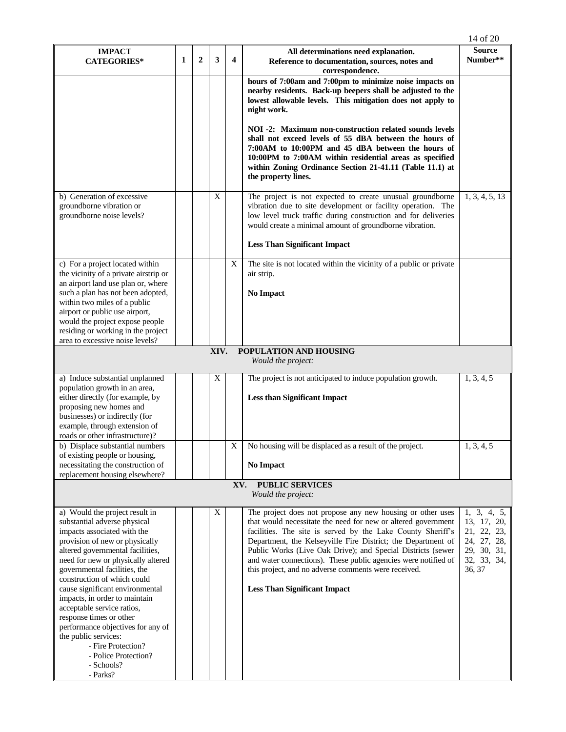| IMPACT CATEGORIES* | 1 | 2 | 3 | 4 | All determinations need explanation. Reference to documentation, sources, notes and correspondence. | Source Number** |
|---|---|---|---|---|---|---|
| | | | | | **hours of 7:00am and 7:00pm to minimize noise impacts on nearby residents. Back-up beepers shall be adjusted to the lowest allowable levels. This mitigation does not apply to night work.**<br><br>**<u>NOI -2:</u> Maximum non-construction related sounds levels shall not exceed levels of 55 dBA between the hours of 7:00AM to 10:00PM and 45 dBA between the hours of 10:00PM to 7:00AM within residential areas as specified within Zoning Ordinance Section 21-41.11 (Table 11.1) at the property lines.** | |
| b) Generation of excessive groundborne vibration or groundborne noise levels? | | | X | | The project is not expected to create unusual groundborne vibration due to site development or facility operation. The low level truck traffic during construction and for deliveries would create a minimal amount of groundborne vibration.<br><br>**Less Than Significant Impact** | 1, 3, 4, 5, 13 |
| c) For a project located within the vicinity of a private airstrip or an airport land use plan or, where such a plan has not been adopted, within two miles of a public airport or public use airport, would the project expose people residing or working in the project area to excessive noise levels? | | | | X | The site is not located within the vicinity of a public or private air strip.<br><br>**No Impact** | |
| **XIV. POPULATION AND HOUSING**<br>*Would the project:* | | | | | | |
| a) Induce substantial unplanned population growth in an area, either directly (for example, by proposing new homes and businesses) or indirectly (for example, through extension of roads or other infrastructure)? | | | X | | The project is not anticipated to induce population growth.<br><br>**Less than Significant Impact** | 1, 3, 4, 5 |
| b) Displace substantial numbers of existing people or housing, necessitating the construction of replacement housing elsewhere? | | | | X | No housing will be displaced as a result of the project.<br><br>**No Impact** | 1, 3, 4, 5 |
| **XV. PUBLIC SERVICES**<br>*Would the project:* | | | | | | |
| a) Would the project result in substantial adverse physical impacts associated with the provision of new or physically altered governmental facilities, need for new or physically altered governmental facilities, the construction of which could cause significant environmental impacts, in order to maintain acceptable service ratios, response times or other performance objectives for any of the public services:<br>- Fire Protection?<br>- Police Protection?<br>- Schools?<br>- Parks? | | | X | | The project does not propose any new housing or other uses that would necessitate the need for new or altered government facilities. The site is served by the Lake County Sheriff's Department, the Kelseyville Fire District; the Department of Public Works (Live Oak Drive); and Special Districts (sewer and water connections). These public agencies were notified of this project, and no adverse comments were received.<br><br>**Less Than Significant Impact** | 1, 3, 4, 5, 13, 17, 20, 21, 22, 23, 24, 27, 28, 29, 30, 31, 32, 33, 34, 36, 37 |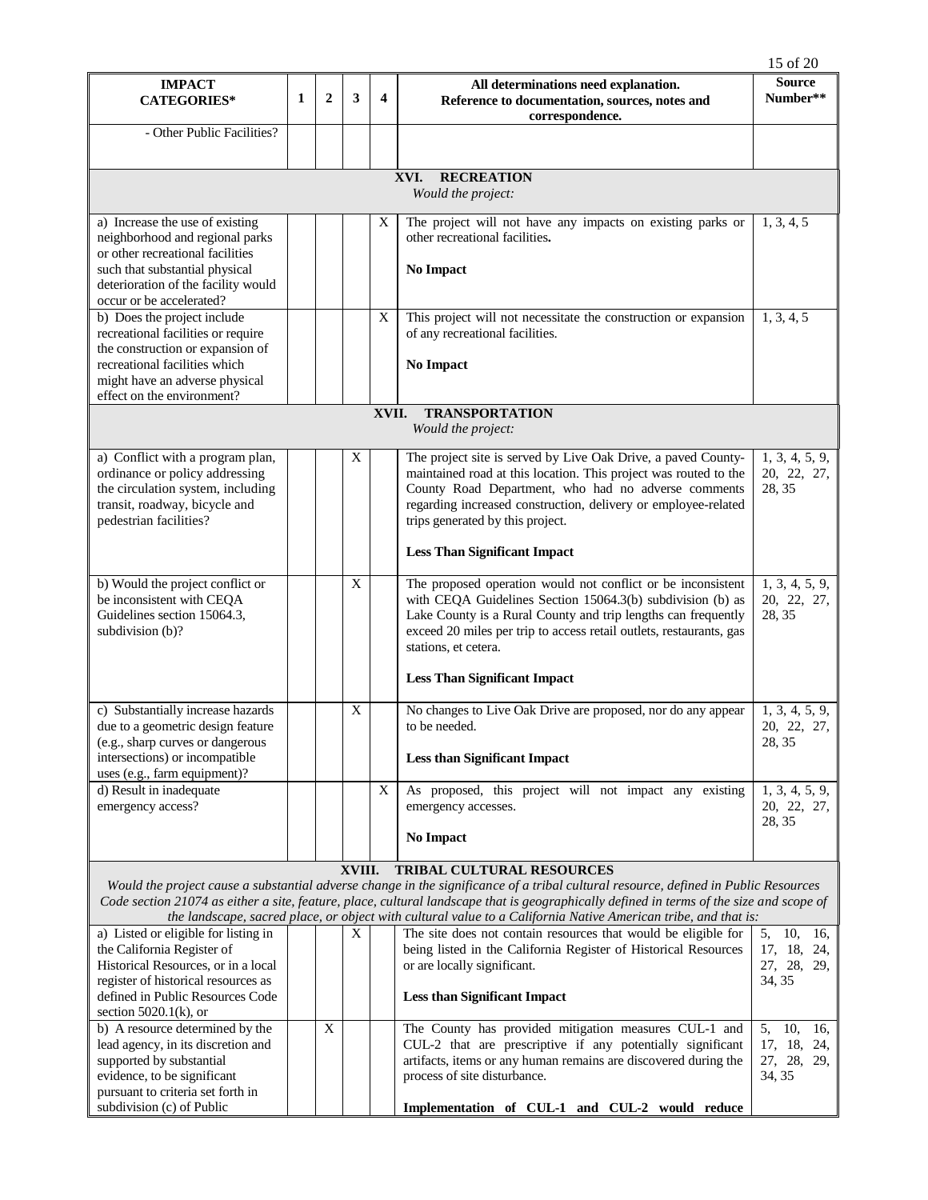| IMPACT CATEGORIES* | 1 | 2 | 3 | 4 | All determinations need explanation. Reference to documentation, sources, notes and correspondence. | Source Number** |
|---|---|---|---|---|---|---|
| - Other Public Facilities? | | | | | | |
| **XVI. RECREATION** *Would the project:* | | | | | | |
| a) Increase the use of existing neighborhood and regional parks or other recreational facilities such that substantial physical deterioration of the facility would occur or be accelerated? | | | | X | The project will not have any impacts on existing parks or other recreational facilities. **No Impact** | 1, 3, 4, 5 |
| b) Does the project include recreational facilities or require the construction or expansion of recreational facilities which might have an adverse physical effect on the environment? | | | | X | This project will not necessitate the construction or expansion of any recreational facilities. **No Impact** | 1, 3, 4, 5 |
| **XVII. TRANSPORTATION** *Would the project:* | | | | | | |
| a) Conflict with a program plan, ordinance or policy addressing the circulation system, including transit, roadway, bicycle and pedestrian facilities? | | | X | | The project site is served by Live Oak Drive, a paved County-maintained road at this location. This project was routed to the County Road Department, who had no adverse comments regarding increased construction, delivery or employee-related trips generated by this project. **Less Than Significant Impact** | 1, 3, 4, 5, 9, 20, 22, 27, 28, 35 |
| b) Would the project conflict or be inconsistent with CEQA Guidelines section 15064.3, subdivision (b)? | | | X | | The proposed operation would not conflict or be inconsistent with CEQA Guidelines Section 15064.3(b) subdivision (b) as Lake County is a Rural County and trip lengths can frequently exceed 20 miles per trip to access retail outlets, restaurants, gas stations, et cetera. **Less Than Significant Impact** | 1, 3, 4, 5, 9, 20, 22, 27, 28, 35 |
| c) Substantially increase hazards due to a geometric design feature (e.g., sharp curves or dangerous intersections) or incompatible uses (e.g., farm equipment)? | | | X | | No changes to Live Oak Drive are proposed, nor do any appear to be needed. **Less than Significant Impact** | 1, 3, 4, 5, 9, 20, 22, 27, 28, 35 |
| d) Result in inadequate emergency access? | | | | X | As proposed, this project will not impact any existing emergency accesses. **No Impact** | 1, 3, 4, 5, 9, 20, 22, 27, 28, 35 |
| **XVIII. TRIBAL CULTURAL RESOURCES** *Would the project cause a substantial adverse change in the significance of a tribal cultural resource, defined in Public Resources Code section 21074 as either a site, feature, place, cultural landscape that is geographically defined in terms of the size and scope of the landscape, sacred place, or object with cultural value to a California Native American tribe, and that is:* | | | | | | |
| a) Listed or eligible for listing in the California Register of Historical Resources, or in a local register of historical resources as defined in Public Resources Code section 5020.1(k), or | | | X | | The site does not contain resources that would be eligible for being listed in the California Register of Historical Resources or are locally significant. **Less than Significant Impact** | 5, 10, 16, 17, 18, 24, 27, 28, 29, 34, 35 |
| b) A resource determined by the lead agency, in its discretion and supported by substantial evidence, to be significant pursuant to criteria set forth in subdivision (c) of Public | | X | | | The County has provided mitigation measures CUL-1 and CUL-2 that are prescriptive if any potentially significant artifacts, items or any human remains are discovered during the process of site disturbance. **Implementation of CUL-1 and CUL-2 would reduce** | 5, 10, 16, 17, 18, 24, 27, 28, 29, 34, 35 |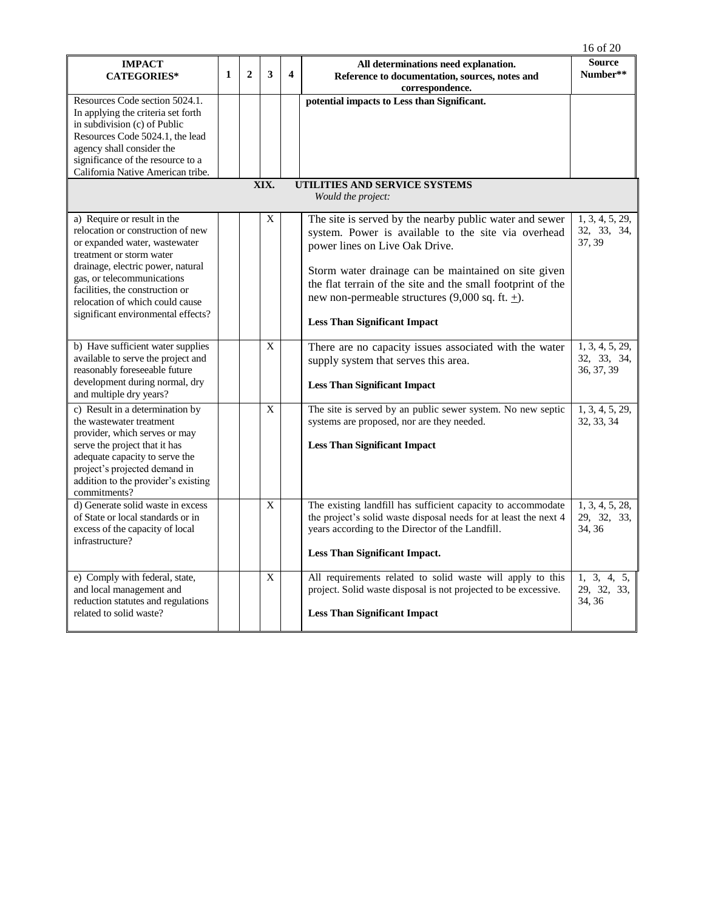| IMPACT CATEGORIES* | 1 | 2 | 3 | 4 | All determinations need explanation. Reference to documentation, sources, notes and correspondence. | Source Number** |
|---|---|---|---|---|---|---|
| Resources Code section 5024.1. In applying the criteria set forth in subdivision (c) of Public Resources Code 5024.1, the lead agency shall consider the significance of the resource to a California Native American tribe. | | | | | **potential impacts to Less than Significant.** | |
| **XIX. UTILITIES AND SERVICE SYSTEMS** *Would the project:* | | | | | | |
| a) Require or result in the relocation or construction of new or expanded water, wastewater treatment or storm water drainage, electric power, natural gas, or telecommunications facilities, the construction or relocation of which could cause significant environmental effects? | | | X | | The site is served by the nearby public water and sewer system. Power is available to the site via overhead power lines on Live Oak Drive. Storm water drainage can be maintained on site given the flat terrain of the site and the small footprint of the new non-permeable structures (9,000 sq. ft. ±). **Less Than Significant Impact** | 1, 3, 4, 5, 29, 32, 33, 34, 37, 39 |
| b) Have sufficient water supplies available to serve the project and reasonably foreseeable future development during normal, dry and multiple dry years? | | | X | | There are no capacity issues associated with the water supply system that serves this area. **Less Than Significant Impact** | 1, 3, 4, 5, 29, 32, 33, 34, 36, 37, 39 |
| c) Result in a determination by the wastewater treatment provider, which serves or may serve the project that it has adequate capacity to serve the project's projected demand in addition to the provider's existing commitments? | | | X | | The site is served by an public sewer system. No new septic systems are proposed, nor are they needed. **Less Than Significant Impact** | 1, 3, 4, 5, 29, 32, 33, 34 |
| d) Generate solid waste in excess of State or local standards or in excess of the capacity of local infrastructure? | | | X | | The existing landfill has sufficient capacity to accommodate the project's solid waste disposal needs for at least the next 4 years according to the Director of the Landfill. **Less Than Significant Impact.** | 1, 3, 4, 5, 28, 29, 32, 33, 34, 36 |
| e) Comply with federal, state, and local management and reduction statutes and regulations related to solid waste? | | | X | | All requirements related to solid waste will apply to this project. Solid waste disposal is not projected to be excessive. **Less Than Significant Impact** | 1, 3, 4, 5, 29, 32, 33, 34, 36 |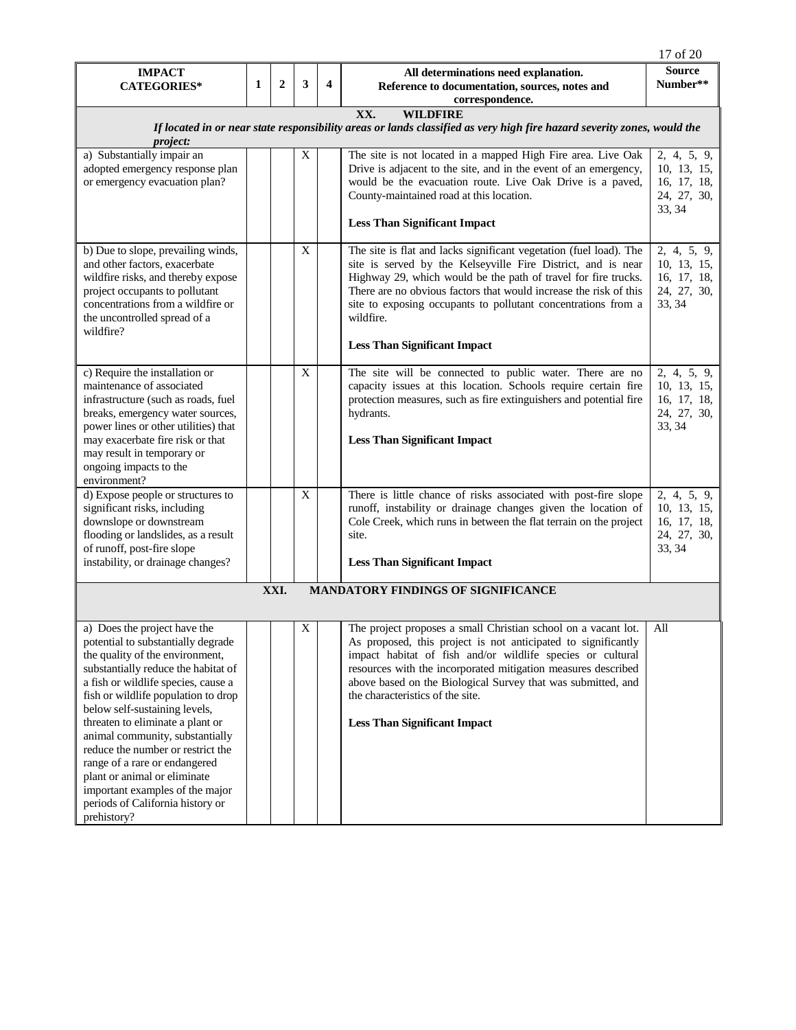| IMPACT CATEGORIES* | 1 | 2 | 3 | 4 | All determinations need explanation. Reference to documentation, sources, notes and correspondence. | Source Number** |
|---|---|---|---|---|---|---|
| **XX. WILDFIRE** *If located in or near state responsibility areas or lands classified as very high fire hazard severity zones, would the project:* | | | | | | |
| a) Substantially impair an adopted emergency response plan or emergency evacuation plan? | | | X | | The site is not located in a mapped High Fire area. Live Oak Drive is adjacent to the site, and in the event of an emergency, would be the evacuation route. Live Oak Drive is a paved, County-maintained road at this location. **Less Than Significant Impact** | 2, 4, 5, 9, 10, 13, 15, 16, 17, 18, 24, 27, 30, 33, 34 |
| b) Due to slope, prevailing winds, and other factors, exacerbate wildfire risks, and thereby expose project occupants to pollutant concentrations from a wildfire or the uncontrolled spread of a wildfire? | | | X | | The site is flat and lacks significant vegetation (fuel load). The site is served by the Kelseyville Fire District, and is near Highway 29, which would be the path of travel for fire trucks. There are no obvious factors that would increase the risk of this site to exposing occupants to pollutant concentrations from a wildfire. **Less Than Significant Impact** | 2, 4, 5, 9, 10, 13, 15, 16, 17, 18, 24, 27, 30, 33, 34 |
| c) Require the installation or maintenance of associated infrastructure (such as roads, fuel breaks, emergency water sources, power lines or other utilities) that may exacerbate fire risk or that may result in temporary or ongoing impacts to the environment? | | | X | | The site will be connected to public water. There are no capacity issues at this location. Schools require certain fire protection measures, such as fire extinguishers and potential fire hydrants. **Less Than Significant Impact** | 2, 4, 5, 9, 10, 13, 15, 16, 17, 18, 24, 27, 30, 33, 34 |
| d) Expose people or structures to significant risks, including downslope or downstream flooding or landslides, as a result of runoff, post-fire slope instability, or drainage changes? | | | X | | There is little chance of risks associated with post-fire slope runoff, instability or drainage changes given the location of Cole Creek, which runs in between the flat terrain on the project site. **Less Than Significant Impact** | 2, 4, 5, 9, 10, 13, 15, 16, 17, 18, 24, 27, 30, 33, 34 |
| **XXI. MANDATORY FINDINGS OF SIGNIFICANCE** | | | | | | |
| a) Does the project have the potential to substantially degrade the quality of the environment, substantially reduce the habitat of a fish or wildlife species, cause a fish or wildlife population to drop below self-sustaining levels, threaten to eliminate a plant or animal community, substantially reduce the number or restrict the range of a rare or endangered plant or animal or eliminate important examples of the major periods of California history or prehistory? | | | X | | The project proposes a small Christian school on a vacant lot. As proposed, this project is not anticipated to significantly impact habitat of fish and/or wildlife species or cultural resources with the incorporated mitigation measures described above based on the Biological Survey that was submitted, and the characteristics of the site. **Less Than Significant Impact** | All |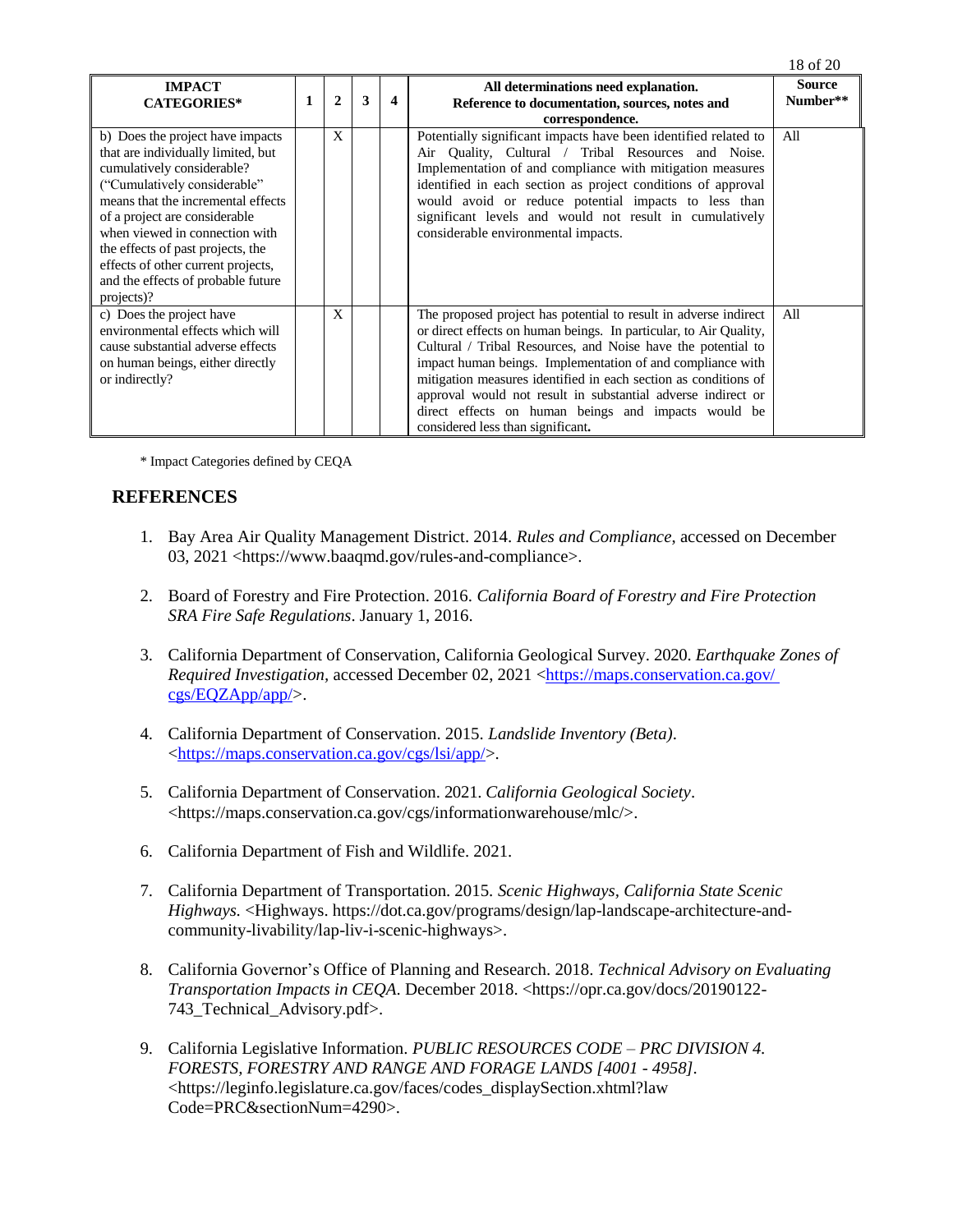| IMPACT CATEGORIES* | 1 | 2 | 3 | 4 | All determinations need explanation. Reference to documentation, sources, notes and correspondence. | Source Number** |
|---|---|---|---|---|---|---|
| b) Does the project have impacts that are individually limited, but cumulatively considerable? ("Cumulatively considerable" means that the incremental effects of a project are considerable when viewed in connection with the effects of past projects, the effects of other current projects, and the effects of probable future projects)? | | X | | | Potentially significant impacts have been identified related to Air Quality, Cultural / Tribal Resources and Noise. Implementation of and compliance with mitigation measures identified in each section as project conditions of approval would avoid or reduce potential impacts to less than significant levels and would not result in cumulatively considerable environmental impacts. | All |
| c) Does the project have environmental effects which will cause substantial adverse effects on human beings, either directly or indirectly? | | X | | | The proposed project has potential to result in adverse indirect or direct effects on human beings. In particular, to Air Quality, Cultural / Tribal Resources, and Noise have the potential to impact human beings. Implementation of and compliance with mitigation measures identified in each section as conditions of approval would not result in substantial adverse indirect or direct effects on human beings and impacts would be considered less than significant**.** | All |

\* Impact Categories defined by CEQA

## REFERENCES

1. Bay Area Air Quality Management District. 2014. *Rules and Compliance*, accessed on December 03, 2021 <https://www.baaqmd.gov/rules-and-compliance>.

2. Board of Forestry and Fire Protection. 2016. *California Board of Forestry and Fire Protection SRA Fire Safe Regulations*. January 1, 2016.

3. California Department of Conservation, California Geological Survey. 2020. *Earthquake Zones of Required Investigation*, accessed December 02, 2021 <https://maps.conservation.ca.gov/cgs/EQZApp/app/>.

4. California Department of Conservation. 2015. *Landslide Inventory (Beta)*. <https://maps.conservation.ca.gov/cgs/lsi/app/>.

5. California Department of Conservation. 2021. *California Geological Society*. <https://maps.conservation.ca.gov/cgs/informationwarehouse/mlc/>.

6. California Department of Fish and Wildlife. 2021.

7. California Department of Transportation. 2015. *Scenic Highways, California State Scenic Highways.* <Highways. https://dot.ca.gov/programs/design/lap-landscape-architecture-and-community-livability/lap-liv-i-scenic-highways>.

8. California Governor's Office of Planning and Research. 2018. *Technical Advisory on Evaluating Transportation Impacts in CEQA*. December 2018. <https://opr.ca.gov/docs/20190122-743_Technical_Advisory.pdf>.

9. California Legislative Information. *PUBLIC RESOURCES CODE – PRC DIVISION 4. FORESTS, FORESTRY AND RANGE AND FORAGE LANDS [4001 - 4958]*. <https://leginfo.legislature.ca.gov/faces/codes_displaySection.xhtml?law Code=PRC&sectionNum=4290>.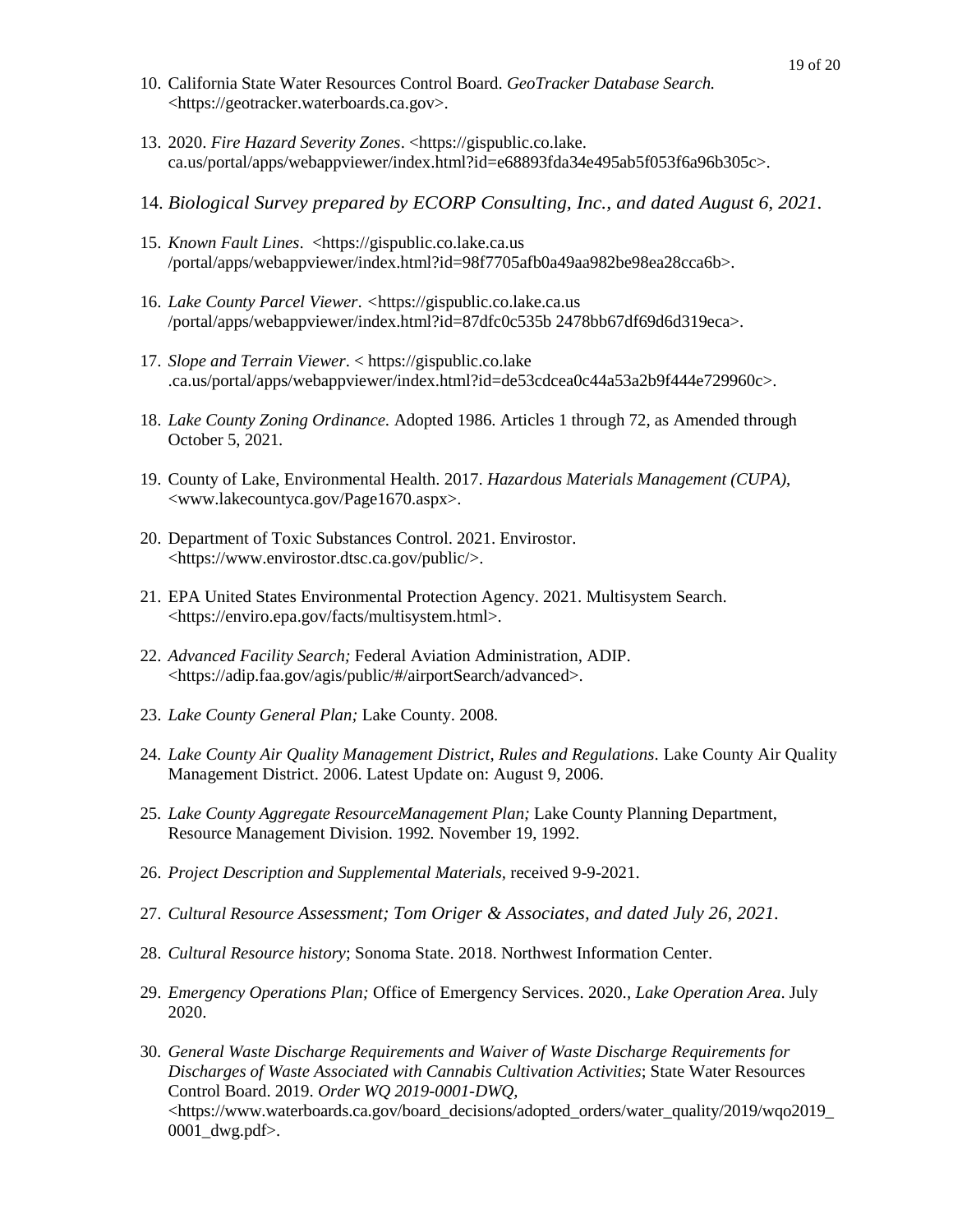10. California State Water Resources Control Board. *GeoTracker Database Search.* <https://geotracker.waterboards.ca.gov>.

13. 2020. *Fire Hazard Severity Zones*. <https://gispublic.co.lake.ca.us/portal/apps/webappviewer/index.html?id=e68893fda34e495ab5f053f6a96b305c>.

14. *Biological Survey prepared by ECORP Consulting, Inc., and dated August 6, 2021.*

15. *Known Fault Lines*. <https://gispublic.co.lake.ca.us/portal/apps/webappviewer/index.html?id=98f7705afb0a49aa982be98ea28cca6b>.

16. *Lake County Parcel Viewer*. <https://gispublic.co.lake.ca.us/portal/apps/webappviewer/index.html?id=87dfc0c535b 2478bb67df69d6d319eca>.

17. *Slope and Terrain Viewer*. < https://gispublic.co.lake.ca.us/portal/apps/webappviewer/index.html?id=de53cdcea0c44a53a2b9f444e729960c>.

18. *Lake County Zoning Ordinance.* Adopted 1986. Articles 1 through 72, as Amended through October 5, 2021.

19. County of Lake, Environmental Health. 2017. *Hazardous Materials Management (CUPA)*, <www.lakecountyca.gov/Page1670.aspx>.

20. Department of Toxic Substances Control. 2021. Envirostor. <https://www.envirostor.dtsc.ca.gov/public/>.

21. EPA United States Environmental Protection Agency. 2021. Multisystem Search. <https://enviro.epa.gov/facts/multisystem.html>.

22. *Advanced Facility Search;* Federal Aviation Administration, ADIP. <https://adip.faa.gov/agis/public/#/airportSearch/advanced>.

23. *Lake County General Plan;* Lake County. 2008.

24. *Lake County Air Quality Management District, Rules and Regulations*. Lake County Air Quality Management District. 2006. Latest Update on: August 9, 2006.

25. *Lake County Aggregate ResourceManagement Plan;* Lake County Planning Department, Resource Management Division. 1992*.* November 19, 1992.

26. *Project Description and Supplemental Materials*, received 9-9-2021.

27. *Cultural Resource Assessment; Tom Origer & Associates, and dated July 26, 2021.*

28. *Cultural Resource history*; Sonoma State. 2018. Northwest Information Center.

29. *Emergency Operations Plan;* Office of Emergency Services. 2020*., Lake Operation Area*. July 2020.

30. *General Waste Discharge Requirements and Waiver of Waste Discharge Requirements for Discharges of Waste Associated with Cannabis Cultivation Activities*; State Water Resources Control Board. 2019. *Order WQ 2019-0001-DWQ*, <https://www.waterboards.ca.gov/board_decisions/adopted_orders/water_quality/2019/wqo2019_0001_dwg.pdf>.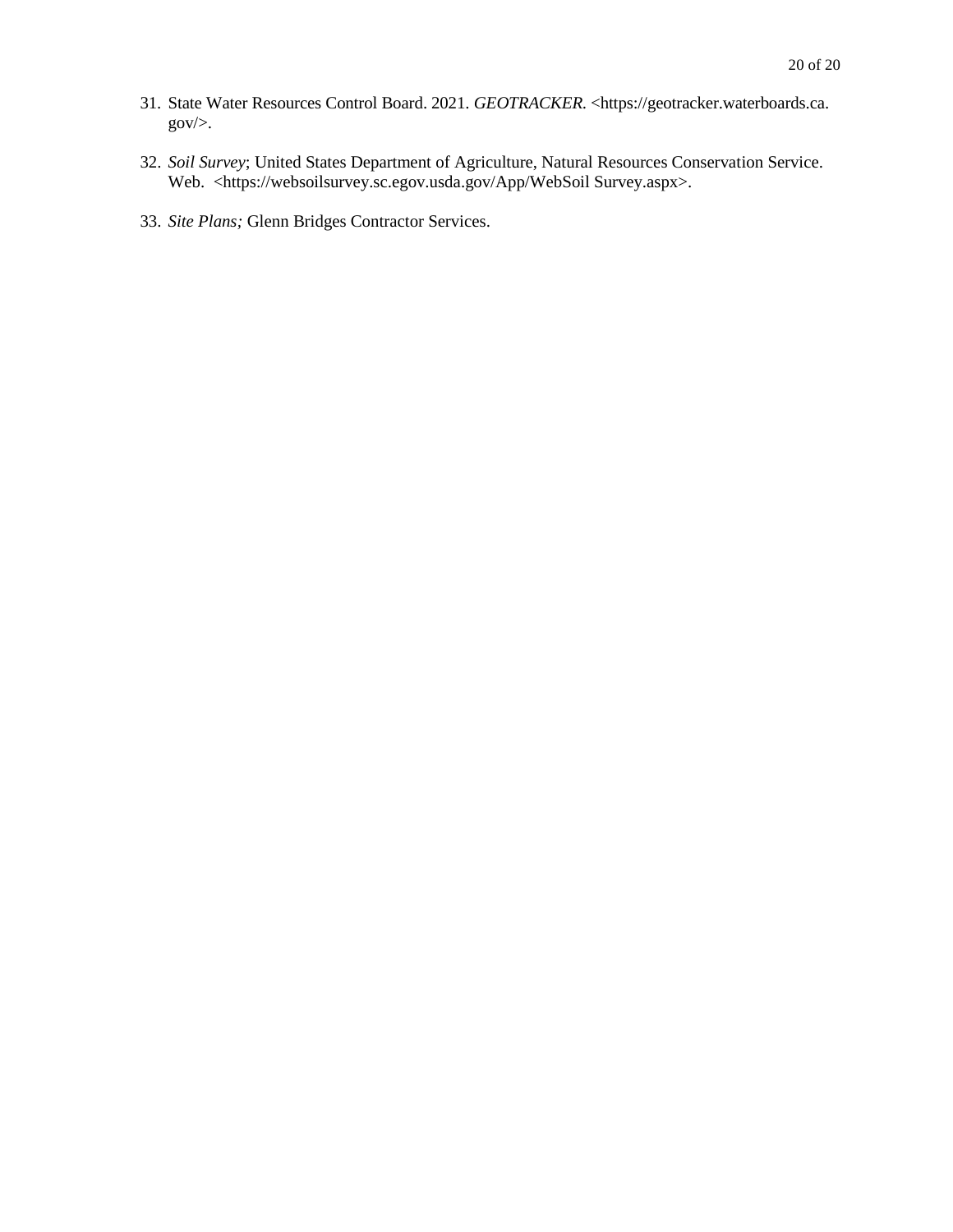31. State Water Resources Control Board. 2021. *GEOTRACKER.* <https://geotracker.waterboards.ca.gov/>.

32. *Soil Survey*; United States Department of Agriculture, Natural Resources Conservation Service. Web. <https://websoilsurvey.sc.egov.usda.gov/App/WebSoil Survey.aspx>.

33. *Site Plans;* Glenn Bridges Contractor Services.